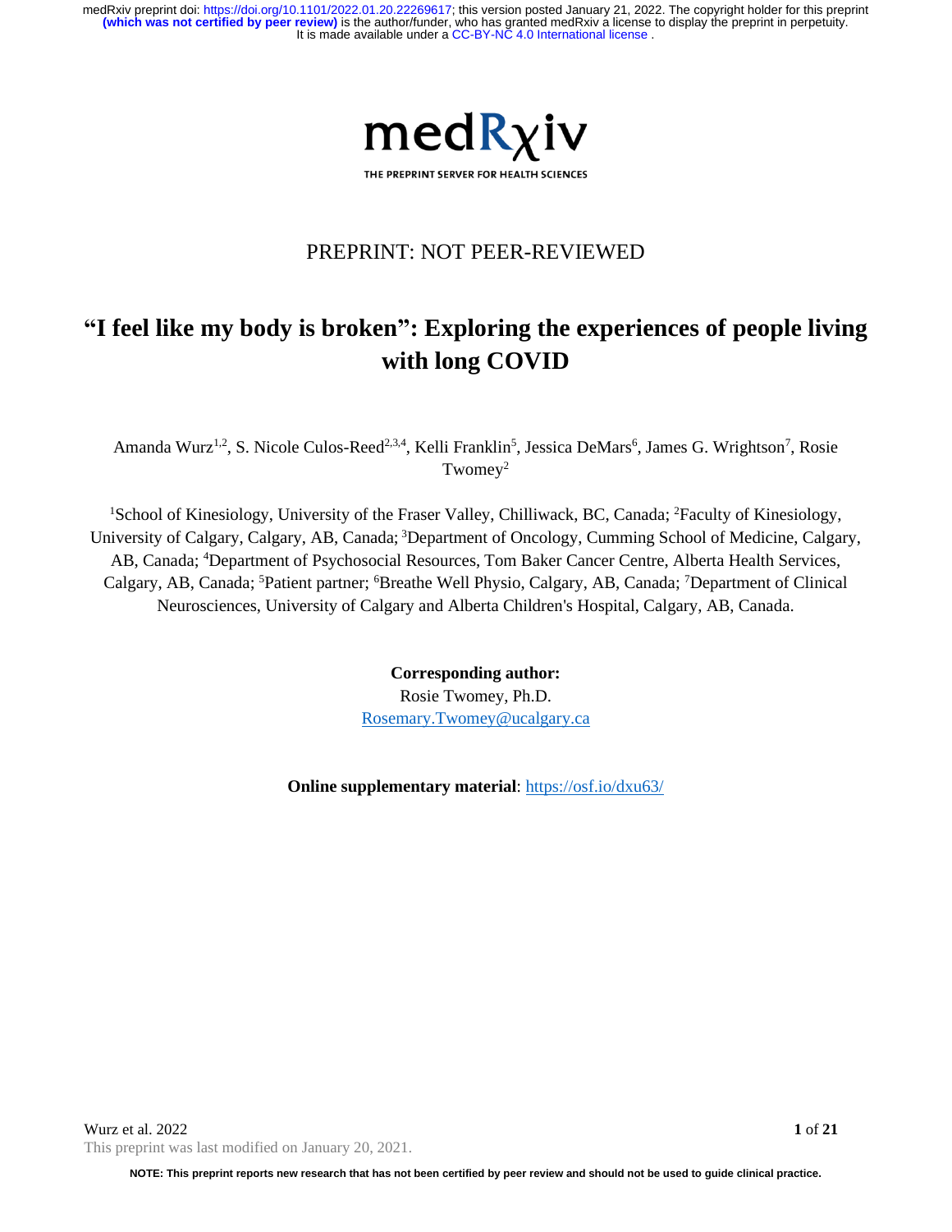PREPRINT: NOT PEER-REVIEWED

# "I feel like my body is broken": Exploring the experiences of people living with long COVID

Amanda Wurz[1,2], S. Nicole Culos-Reed[2,3,4], Kelli Franklin[5], Jessica DeMars[6], James G. Wrightson[7], Rosie Twomey[2]

[1]School of Kinesiology, University of the Fraser Valley, Chilliwack, BC, Canada; [2]Faculty of Kinesiology, University of Calgary, Calgary, AB, Canada; [3]Department of Oncology, Cumming School of Medicine, Calgary, AB, Canada; [4]Department of Psychosocial Resources, Tom Baker Cancer Centre, Alberta Health Services, Calgary, AB, Canada; [5]Patient partner; [6]Breathe Well Physio, Calgary, AB, Canada; [7]Department of Clinical Neurosciences, University of Calgary and Alberta Children's Hospital, Calgary, AB, Canada.

**Corresponding author:**
Rosie Twomey, Ph.D.
Rosemary.Twomey@ucalgary.ca

**Online supplementary material**: https://osf.io/dxu63/

This preprint was last modified on January 20, 2021.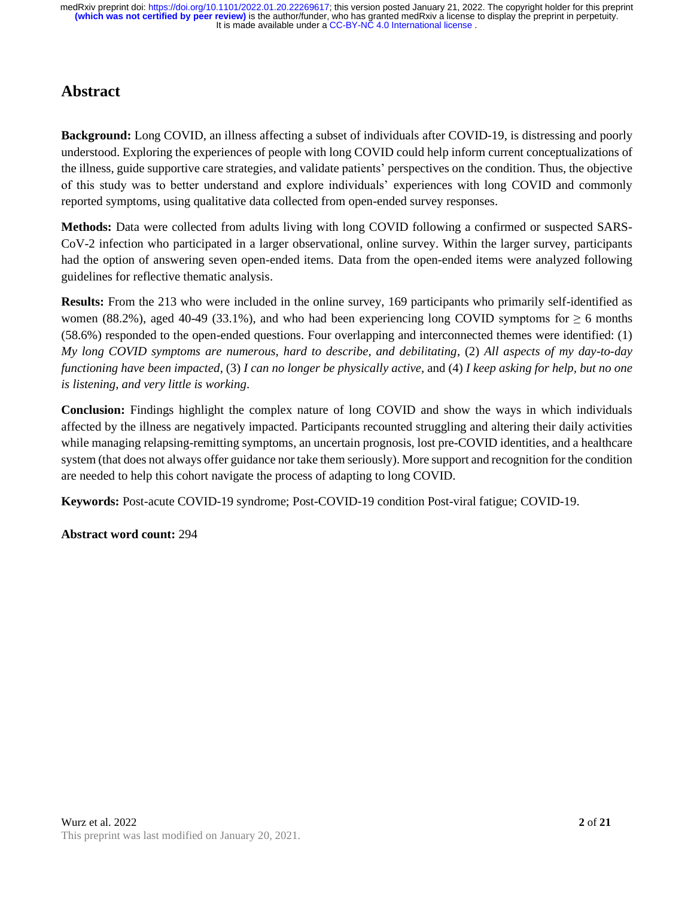# Abstract

**Background:** Long COVID, an illness affecting a subset of individuals after COVID-19, is distressing and poorly understood. Exploring the experiences of people with long COVID could help inform current conceptualizations of the illness, guide supportive care strategies, and validate patients' perspectives on the condition. Thus, the objective of this study was to better understand and explore individuals' experiences with long COVID and commonly reported symptoms, using qualitative data collected from open-ended survey responses.

**Methods:** Data were collected from adults living with long COVID following a confirmed or suspected SARS-CoV-2 infection who participated in a larger observational, online survey. Within the larger survey, participants had the option of answering seven open-ended items. Data from the open-ended items were analyzed following guidelines for reflective thematic analysis.

**Results:** From the 213 who were included in the online survey, 169 participants who primarily self-identified as women (88.2%), aged 40-49 (33.1%), and who had been experiencing long COVID symptoms for ≥ 6 months (58.6%) responded to the open-ended questions. Four overlapping and interconnected themes were identified: (1) *My long COVID symptoms are numerous, hard to describe, and debilitating*, (2) *All aspects of my day-to-day functioning have been impacted*, (3) *I can no longer be physically active*, and (4) *I keep asking for help, but no one is listening, and very little is working*.

**Conclusion:** Findings highlight the complex nature of long COVID and show the ways in which individuals affected by the illness are negatively impacted. Participants recounted struggling and altering their daily activities while managing relapsing-remitting symptoms, an uncertain prognosis, lost pre-COVID identities, and a healthcare system (that does not always offer guidance nor take them seriously). More support and recognition for the condition are needed to help this cohort navigate the process of adapting to long COVID.

**Keywords:** Post-acute COVID-19 syndrome; Post-COVID-19 condition Post-viral fatigue; COVID-19.

**Abstract word count:** 294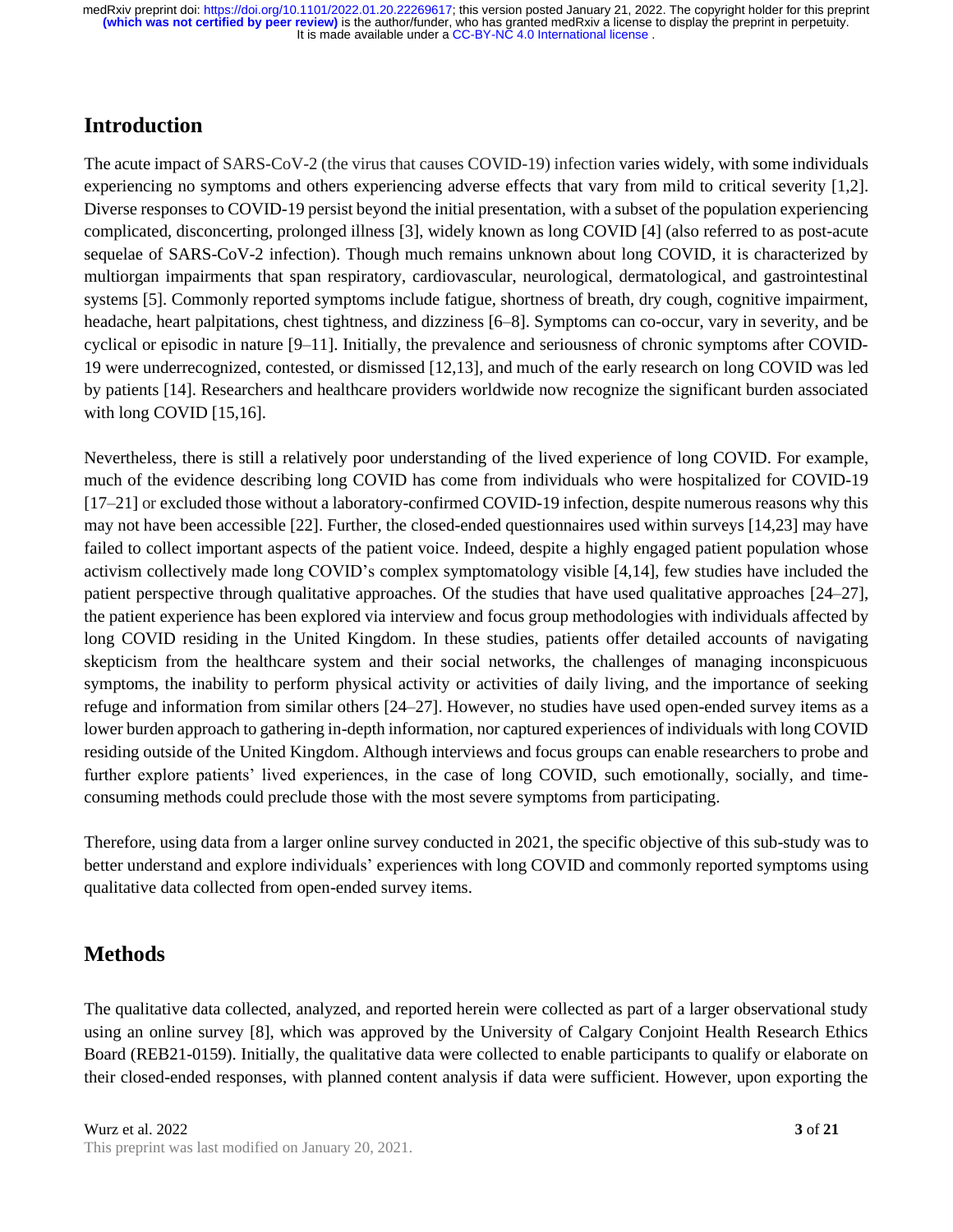## Introduction

The acute impact of SARS-CoV-2 (the virus that causes COVID-19) infection varies widely, with some individuals experiencing no symptoms and others experiencing adverse effects that vary from mild to critical severity [1,2]. Diverse responses to COVID-19 persist beyond the initial presentation, with a subset of the population experiencing complicated, disconcerting, prolonged illness [3], widely known as long COVID [4] (also referred to as post-acute sequelae of SARS-CoV-2 infection). Though much remains unknown about long COVID, it is characterized by multiorgan impairments that span respiratory, cardiovascular, neurological, dermatological, and gastrointestinal systems [5]. Commonly reported symptoms include fatigue, shortness of breath, dry cough, cognitive impairment, headache, heart palpitations, chest tightness, and dizziness [6–8]. Symptoms can co-occur, vary in severity, and be cyclical or episodic in nature [9–11]. Initially, the prevalence and seriousness of chronic symptoms after COVID-19 were underrecognized, contested, or dismissed [12,13], and much of the early research on long COVID was led by patients [14]. Researchers and healthcare providers worldwide now recognize the significant burden associated with long COVID [15,16].

Nevertheless, there is still a relatively poor understanding of the lived experience of long COVID. For example, much of the evidence describing long COVID has come from individuals who were hospitalized for COVID-19 [17–21] or excluded those without a laboratory-confirmed COVID-19 infection, despite numerous reasons why this may not have been accessible [22]. Further, the closed-ended questionnaires used within surveys [14,23] may have failed to collect important aspects of the patient voice. Indeed, despite a highly engaged patient population whose activism collectively made long COVID's complex symptomatology visible [4,14], few studies have included the patient perspective through qualitative approaches. Of the studies that have used qualitative approaches [24–27], the patient experience has been explored via interview and focus group methodologies with individuals affected by long COVID residing in the United Kingdom. In these studies, patients offer detailed accounts of navigating skepticism from the healthcare system and their social networks, the challenges of managing inconspicuous symptoms, the inability to perform physical activity or activities of daily living, and the importance of seeking refuge and information from similar others [24–27]. However, no studies have used open-ended survey items as a lower burden approach to gathering in-depth information, nor captured experiences of individuals with long COVID residing outside of the United Kingdom. Although interviews and focus groups can enable researchers to probe and further explore patients' lived experiences, in the case of long COVID, such emotionally, socially, and time-consuming methods could preclude those with the most severe symptoms from participating.

Therefore, using data from a larger online survey conducted in 2021, the specific objective of this sub-study was to better understand and explore individuals' experiences with long COVID and commonly reported symptoms using qualitative data collected from open-ended survey items.

## Methods

The qualitative data collected, analyzed, and reported herein were collected as part of a larger observational study using an online survey [8], which was approved by the University of Calgary Conjoint Health Research Ethics Board (REB21-0159). Initially, the qualitative data were collected to enable participants to qualify or elaborate on their closed-ended responses, with planned content analysis if data were sufficient. However, upon exporting the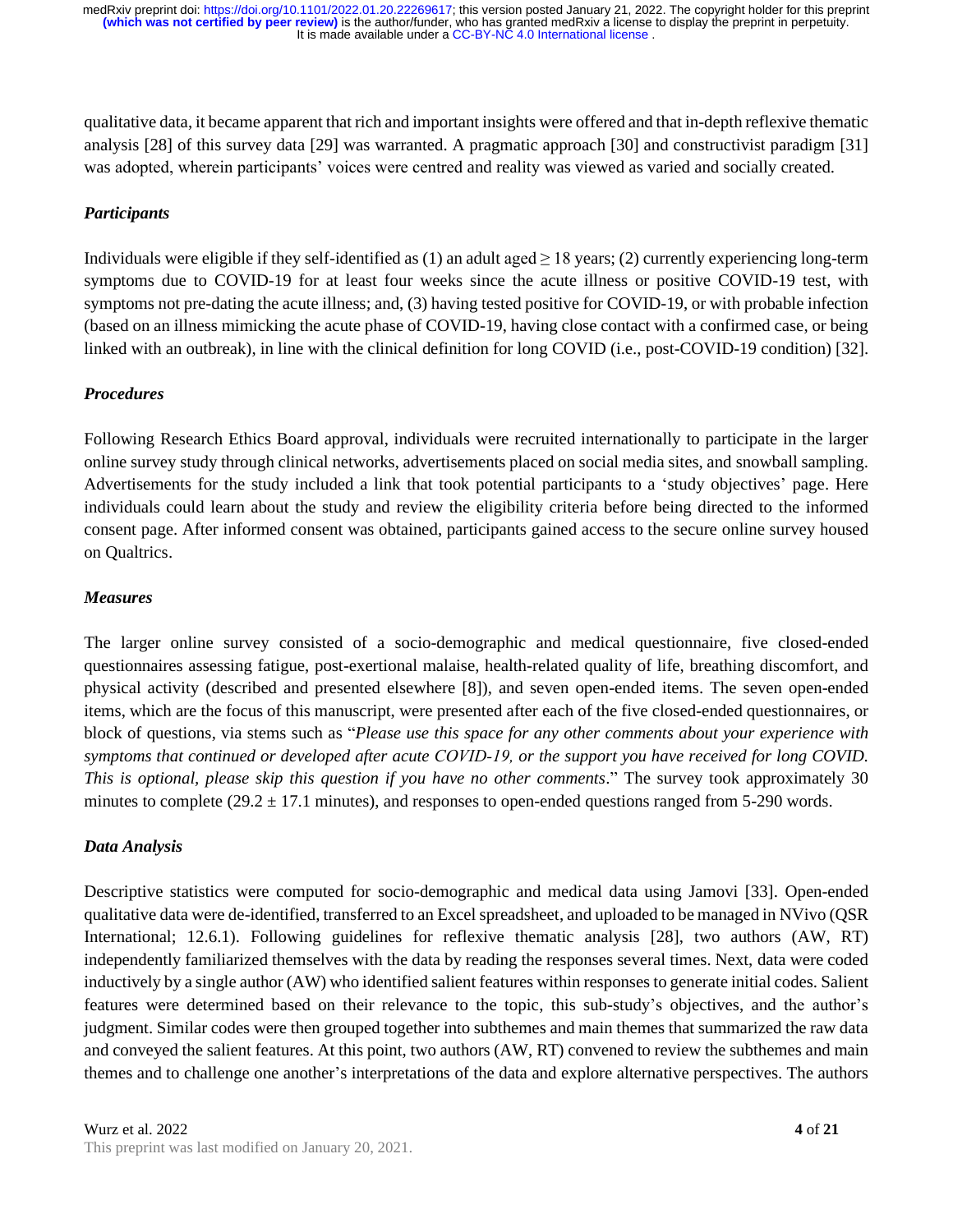qualitative data, it became apparent that rich and important insights were offered and that in-depth reflexive thematic analysis [28] of this survey data [29] was warranted. A pragmatic approach [30] and constructivist paradigm [31] was adopted, wherein participants' voices were centred and reality was viewed as varied and socially created.

### *Participants*

Individuals were eligible if they self-identified as (1) an adult aged ≥ 18 years; (2) currently experiencing long-term symptoms due to COVID-19 for at least four weeks since the acute illness or positive COVID-19 test, with symptoms not pre-dating the acute illness; and, (3) having tested positive for COVID-19, or with probable infection (based on an illness mimicking the acute phase of COVID-19, having close contact with a confirmed case, or being linked with an outbreak), in line with the clinical definition for long COVID (i.e., post-COVID-19 condition) [32].

### *Procedures*

Following Research Ethics Board approval, individuals were recruited internationally to participate in the larger online survey study through clinical networks, advertisements placed on social media sites, and snowball sampling. Advertisements for the study included a link that took potential participants to a 'study objectives' page. Here individuals could learn about the study and review the eligibility criteria before being directed to the informed consent page. After informed consent was obtained, participants gained access to the secure online survey housed on Qualtrics.

### *Measures*

The larger online survey consisted of a socio-demographic and medical questionnaire, five closed-ended questionnaires assessing fatigue, post-exertional malaise, health-related quality of life, breathing discomfort, and physical activity (described and presented elsewhere [8]), and seven open-ended items. The seven open-ended items, which are the focus of this manuscript, were presented after each of the five closed-ended questionnaires, or block of questions, via stems such as "*Please use this space for any other comments about your experience with symptoms that continued or developed after acute COVID-19, or the support you have received for long COVID. This is optional, please skip this question if you have no other comments*." The survey took approximately 30 minutes to complete (29.2 ± 17.1 minutes), and responses to open-ended questions ranged from 5-290 words.

### *Data Analysis*

Descriptive statistics were computed for socio-demographic and medical data using Jamovi [33]. Open-ended qualitative data were de-identified, transferred to an Excel spreadsheet, and uploaded to be managed in NVivo (QSR International; 12.6.1). Following guidelines for reflexive thematic analysis [28], two authors (AW, RT) independently familiarized themselves with the data by reading the responses several times. Next, data were coded inductively by a single author (AW) who identified salient features within responses to generate initial codes. Salient features were determined based on their relevance to the topic, this sub-study's objectives, and the author's judgment. Similar codes were then grouped together into subthemes and main themes that summarized the raw data and conveyed the salient features. At this point, two authors (AW, RT) convened to review the subthemes and main themes and to challenge one another's interpretations of the data and explore alternative perspectives. The authors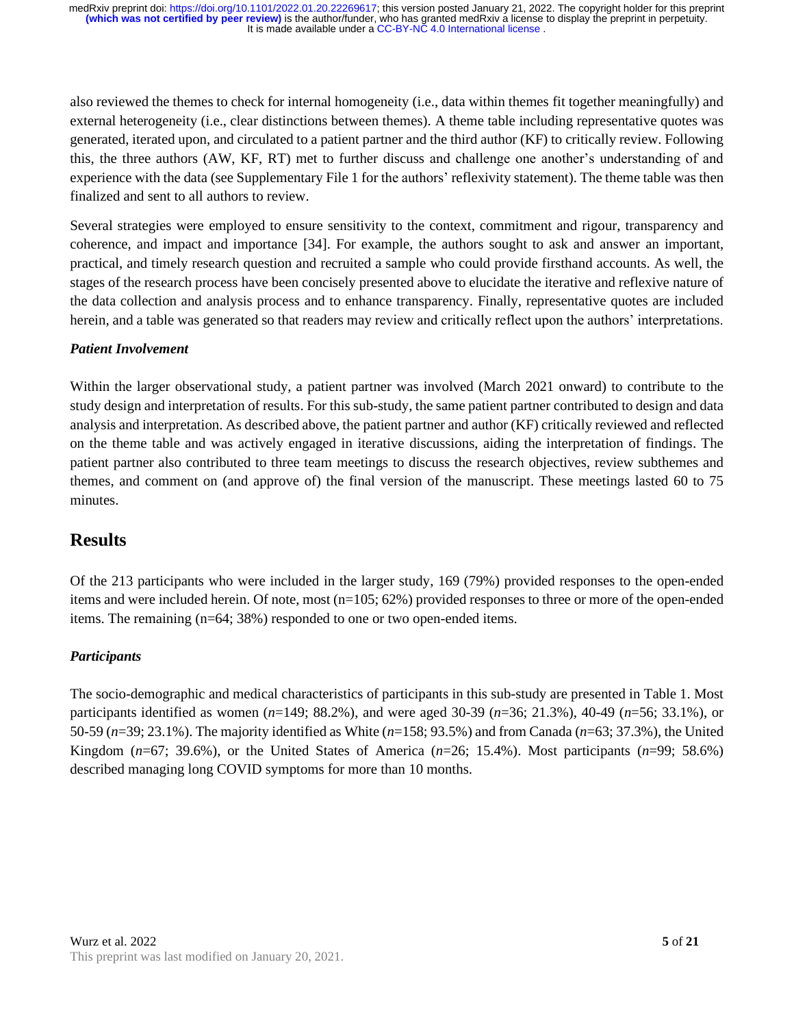also reviewed the themes to check for internal homogeneity (i.e., data within themes fit together meaningfully) and external heterogeneity (i.e., clear distinctions between themes). A theme table including representative quotes was generated, iterated upon, and circulated to a patient partner and the third author (KF) to critically review. Following this, the three authors (AW, KF, RT) met to further discuss and challenge one another's understanding of and experience with the data (see Supplementary File 1 for the authors' reflexivity statement). The theme table was then finalized and sent to all authors to review.

Several strategies were employed to ensure sensitivity to the context, commitment and rigour, transparency and coherence, and impact and importance [34]. For example, the authors sought to ask and answer an important, practical, and timely research question and recruited a sample who could provide firsthand accounts. As well, the stages of the research process have been concisely presented above to elucidate the iterative and reflexive nature of the data collection and analysis process and to enhance transparency. Finally, representative quotes are included herein, and a table was generated so that readers may review and critically reflect upon the authors' interpretations.

### *Patient Involvement*

Within the larger observational study, a patient partner was involved (March 2021 onward) to contribute to the study design and interpretation of results. For this sub-study, the same patient partner contributed to design and data analysis and interpretation. As described above, the patient partner and author (KF) critically reviewed and reflected on the theme table and was actively engaged in iterative discussions, aiding the interpretation of findings. The patient partner also contributed to three team meetings to discuss the research objectives, review subthemes and themes, and comment on (and approve of) the final version of the manuscript. These meetings lasted 60 to 75 minutes.

## Results

Of the 213 participants who were included in the larger study, 169 (79%) provided responses to the open-ended items and were included herein. Of note, most (n=105; 62%) provided responses to three or more of the open-ended items. The remaining (n=64; 38%) responded to one or two open-ended items.

### *Participants*

The socio-demographic and medical characteristics of participants in this sub-study are presented in Table 1. Most participants identified as women ($n$=149; 88.2%), and were aged 30-39 ($n$=36; 21.3%), 40-49 ($n$=56; 33.1%), or 50-59 ($n$=39; 23.1%). The majority identified as White ($n$=158; 93.5%) and from Canada ($n$=63; 37.3%), the United Kingdom ($n$=67; 39.6%), or the United States of America ($n$=26; 15.4%). Most participants ($n$=99; 58.6%) described managing long COVID symptoms for more than 10 months.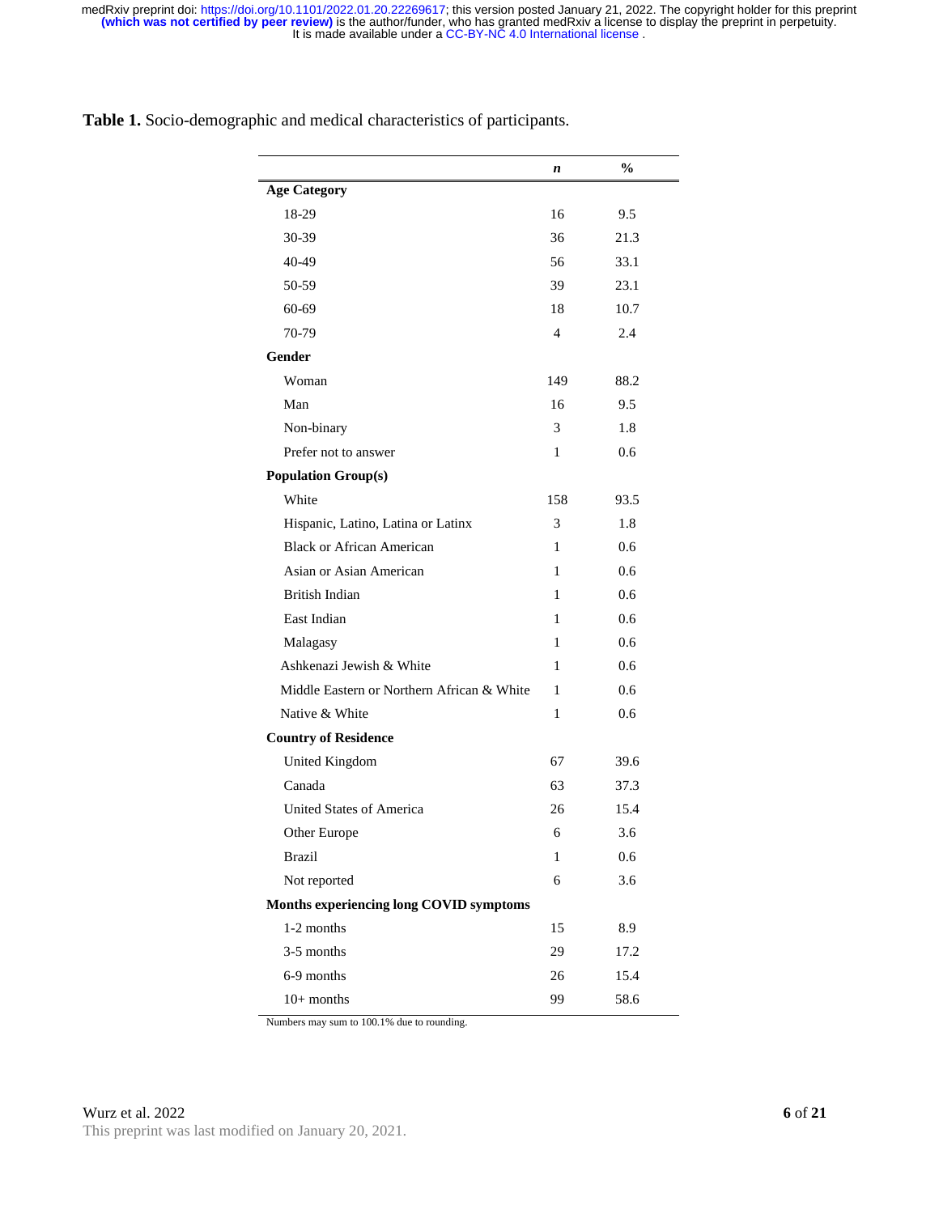**Table 1.** Socio-demographic and medical characteristics of participants.

| | *n* | % |
|---|---|---|
| **Age Category** | | |
| 18-29 | 16 | 9.5 |
| 30-39 | 36 | 21.3 |
| 40-49 | 56 | 33.1 |
| 50-59 | 39 | 23.1 |
| 60-69 | 18 | 10.7 |
| 70-79 | 4 | 2.4 |
| **Gender** | | |
| Woman | 149 | 88.2 |
| Man | 16 | 9.5 |
| Non-binary | 3 | 1.8 |
| Prefer not to answer | 1 | 0.6 |
| **Population Group(s)** | | |
| White | 158 | 93.5 |
| Hispanic, Latino, Latina or Latinx | 3 | 1.8 |
| Black or African American | 1 | 0.6 |
| Asian or Asian American | 1 | 0.6 |
| British Indian | 1 | 0.6 |
| East Indian | 1 | 0.6 |
| Malagasy | 1 | 0.6 |
| Ashkenazi Jewish & White | 1 | 0.6 |
| Middle Eastern or Northern African & White | 1 | 0.6 |
| Native & White | 1 | 0.6 |
| **Country of Residence** | | |
| United Kingdom | 67 | 39.6 |
| Canada | 63 | 37.3 |
| United States of America | 26 | 15.4 |
| Other Europe | 6 | 3.6 |
| Brazil | 1 | 0.6 |
| Not reported | 6 | 3.6 |
| **Months experiencing long COVID symptoms** | | |
| 1-2 months | 15 | 8.9 |
| 3-5 months | 29 | 17.2 |
| 6-9 months | 26 | 15.4 |
| 10+ months | 99 | 58.6 |

Numbers may sum to 100.1% due to rounding.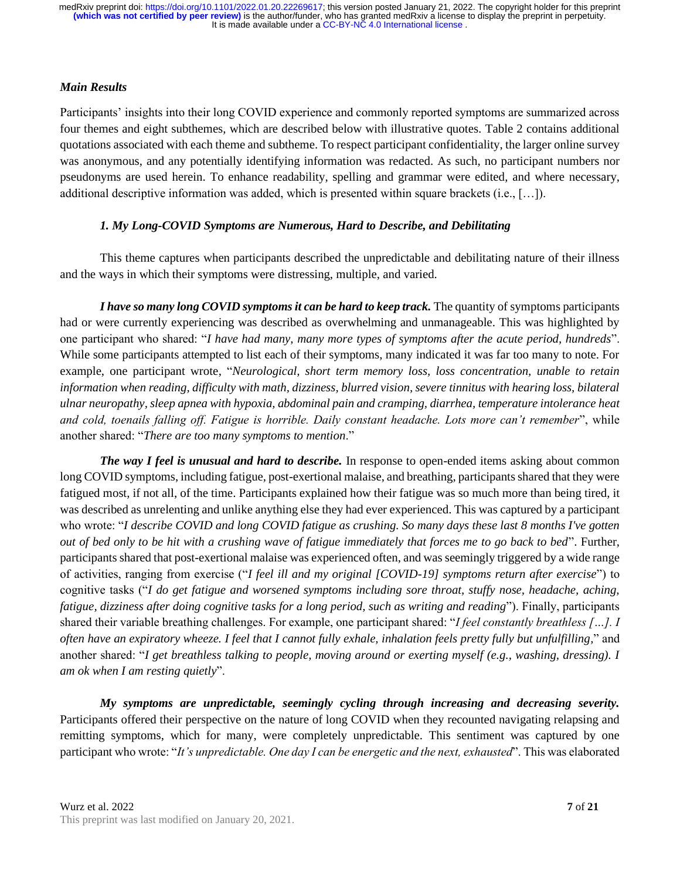### Main Results

Participants' insights into their long COVID experience and commonly reported symptoms are summarized across four themes and eight subthemes, which are described below with illustrative quotes. Table 2 contains additional quotations associated with each theme and subtheme. To respect participant confidentiality, the larger online survey was anonymous, and any potentially identifying information was redacted. As such, no participant numbers nor pseudonyms are used herein. To enhance readability, spelling and grammar were edited, and where necessary, additional descriptive information was added, which is presented within square brackets (i.e., […]).

#### *1. My Long-COVID Symptoms are Numerous, Hard to Describe, and Debilitating*

This theme captures when participants described the unpredictable and debilitating nature of their illness and the ways in which their symptoms were distressing, multiple, and varied.

***I have so many long COVID symptoms it can be hard to keep track.*** The quantity of symptoms participants had or were currently experiencing was described as overwhelming and unmanageable. This was highlighted by one participant who shared: "*I have had many, many more types of symptoms after the acute period, hundreds*". While some participants attempted to list each of their symptoms, many indicated it was far too many to note. For example, one participant wrote, "*Neurological, short term memory loss, loss concentration, unable to retain information when reading, difficulty with math, dizziness, blurred vision, severe tinnitus with hearing loss, bilateral ulnar neuropathy, sleep apnea with hypoxia, abdominal pain and cramping, diarrhea, temperature intolerance heat and cold, toenails falling off. Fatigue is horrible. Daily constant headache. Lots more can't remember*", while another shared: "*There are too many symptoms to mention*."

***The way I feel is unusual and hard to describe.*** In response to open-ended items asking about common long COVID symptoms, including fatigue, post-exertional malaise, and breathing, participants shared that they were fatigued most, if not all, of the time. Participants explained how their fatigue was so much more than being tired, it was described as unrelenting and unlike anything else they had ever experienced. This was captured by a participant who wrote: "*I describe COVID and long COVID fatigue as crushing. So many days these last 8 months I've gotten out of bed only to be hit with a crushing wave of fatigue immediately that forces me to go back to bed*". Further, participants shared that post-exertional malaise was experienced often, and was seemingly triggered by a wide range of activities, ranging from exercise ("*I feel ill and my original [COVID-19] symptoms return after exercise*") to cognitive tasks ("*I do get fatigue and worsened symptoms including sore throat, stuffy nose, headache, aching, fatigue, dizziness after doing cognitive tasks for a long period, such as writing and reading*"). Finally, participants shared their variable breathing challenges. For example, one participant shared: "*I feel constantly breathless […]. I often have an expiratory wheeze. I feel that I cannot fully exhale, inhalation feels pretty fully but unfulfilling,*" and another shared: "*I get breathless talking to people, moving around or exerting myself (e.g., washing, dressing). I am ok when I am resting quietly*".

***My symptoms are unpredictable, seemingly cycling through increasing and decreasing severity.*** Participants offered their perspective on the nature of long COVID when they recounted navigating relapsing and remitting symptoms, which for many, were completely unpredictable. This sentiment was captured by one participant who wrote: "*It's unpredictable. One day I can be energetic and the next, exhausted*". This was elaborated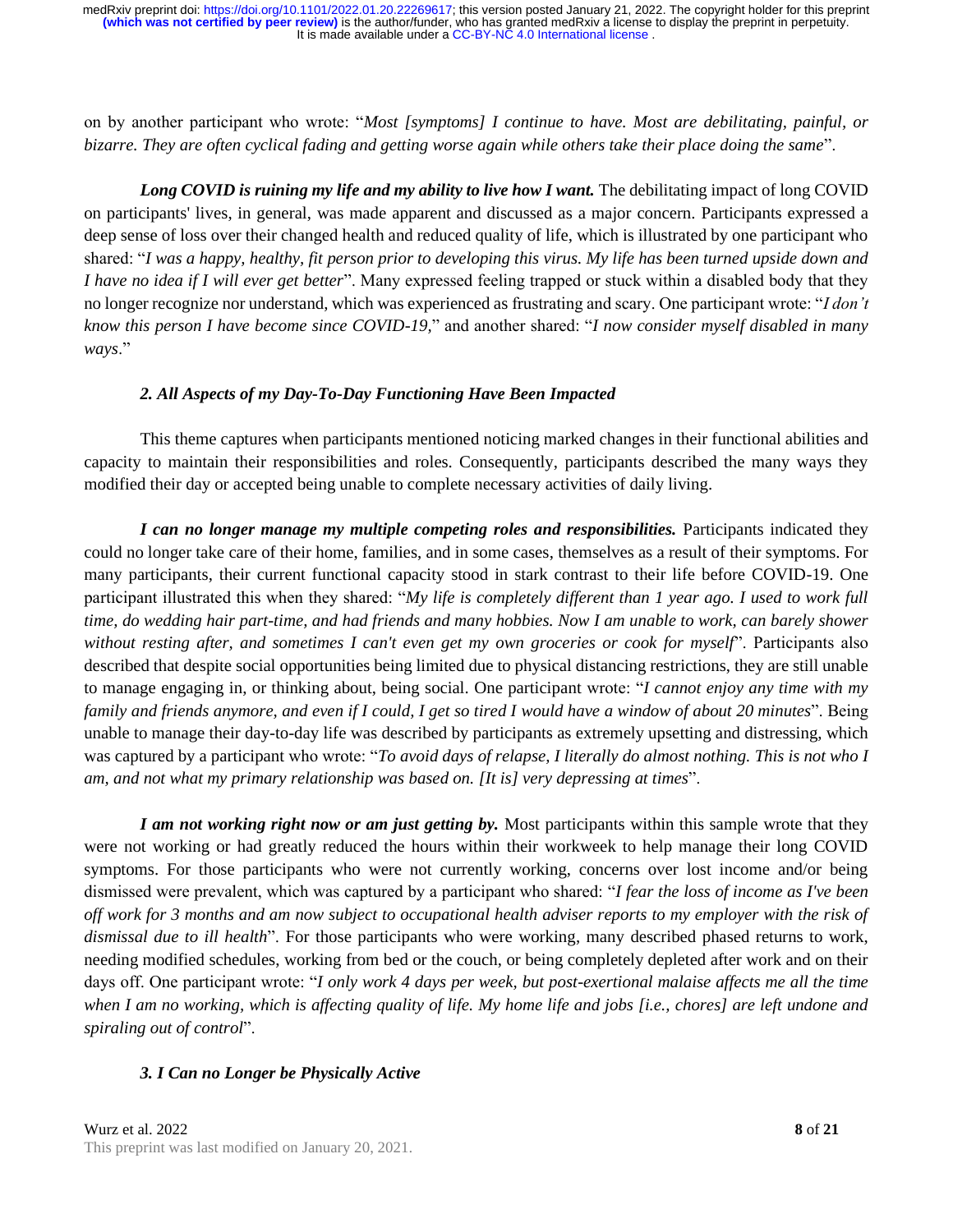on by another participant who wrote: "*Most [symptoms] I continue to have. Most are debilitating, painful, or bizarre. They are often cyclical fading and getting worse again while others take their place doing the same*".

***Long COVID is ruining my life and my ability to live how I want.*** The debilitating impact of long COVID on participants' lives, in general, was made apparent and discussed as a major concern. Participants expressed a deep sense of loss over their changed health and reduced quality of life, which is illustrated by one participant who shared: "*I was a happy, healthy, fit person prior to developing this virus. My life has been turned upside down and I have no idea if I will ever get better*". Many expressed feeling trapped or stuck within a disabled body that they no longer recognize nor understand, which was experienced as frustrating and scary. One participant wrote: "*I don't know this person I have become since COVID-19,*" and another shared: "*I now consider myself disabled in many ways*."

### *2. All Aspects of my Day-To-Day Functioning Have Been Impacted*

This theme captures when participants mentioned noticing marked changes in their functional abilities and capacity to maintain their responsibilities and roles. Consequently, participants described the many ways they modified their day or accepted being unable to complete necessary activities of daily living.

***I can no longer manage my multiple competing roles and responsibilities.*** Participants indicated they could no longer take care of their home, families, and in some cases, themselves as a result of their symptoms. For many participants, their current functional capacity stood in stark contrast to their life before COVID-19. One participant illustrated this when they shared: "*My life is completely different than 1 year ago. I used to work full time, do wedding hair part-time, and had friends and many hobbies. Now I am unable to work, can barely shower without resting after, and sometimes I can't even get my own groceries or cook for myself*". Participants also described that despite social opportunities being limited due to physical distancing restrictions, they are still unable to manage engaging in, or thinking about, being social. One participant wrote: "*I cannot enjoy any time with my family and friends anymore, and even if I could, I get so tired I would have a window of about 20 minutes*". Being unable to manage their day-to-day life was described by participants as extremely upsetting and distressing, which was captured by a participant who wrote: "*To avoid days of relapse, I literally do almost nothing. This is not who I am, and not what my primary relationship was based on. [It is] very depressing at times*".

***I am not working right now or am just getting by.*** Most participants within this sample wrote that they were not working or had greatly reduced the hours within their workweek to help manage their long COVID symptoms. For those participants who were not currently working, concerns over lost income and/or being dismissed were prevalent, which was captured by a participant who shared: "*I fear the loss of income as I've been off work for 3 months and am now subject to occupational health adviser reports to my employer with the risk of dismissal due to ill health*". For those participants who were working, many described phased returns to work, needing modified schedules, working from bed or the couch, or being completely depleted after work and on their days off. One participant wrote: "*I only work 4 days per week, but post-exertional malaise affects me all the time when I am no working, which is affecting quality of life. My home life and jobs [i.e., chores] are left undone and spiraling out of control*".

### *3. I Can no Longer be Physically Active*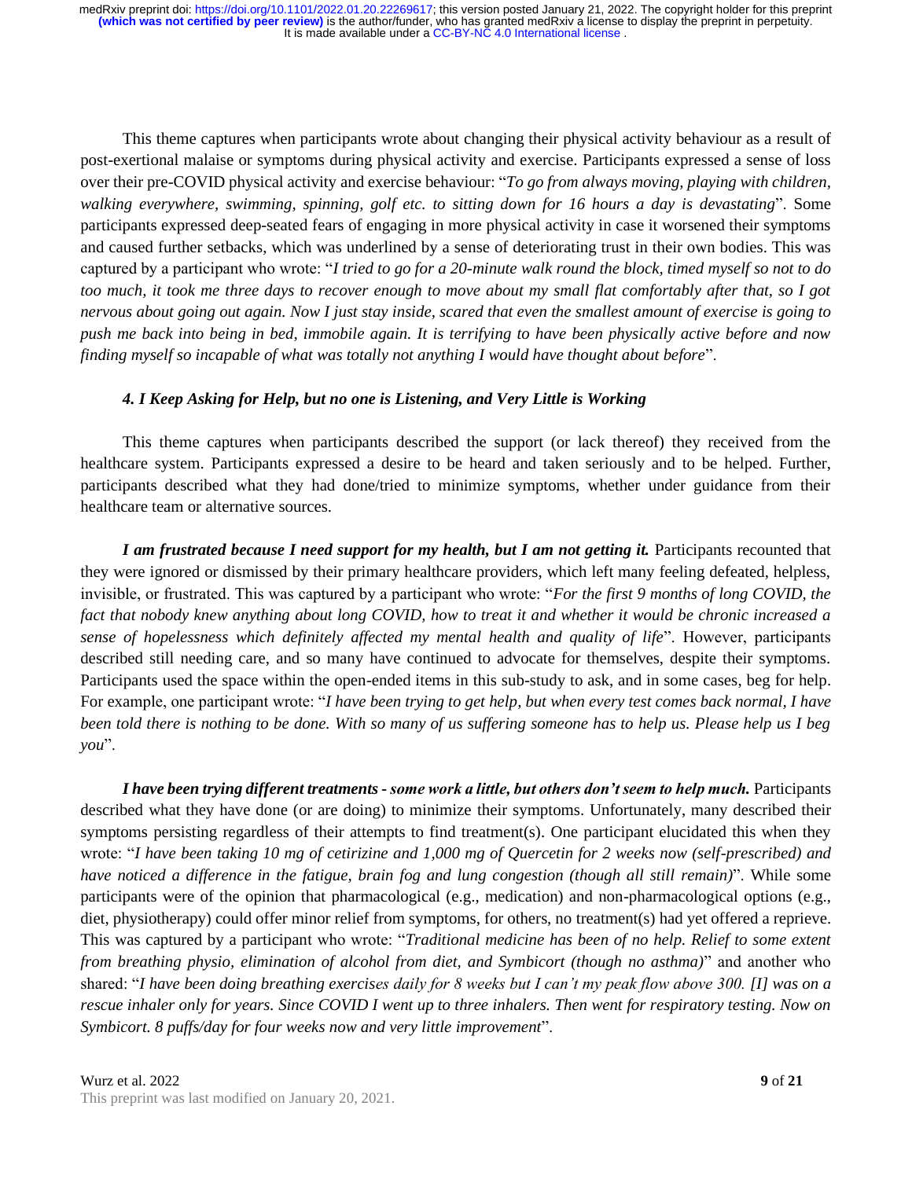This theme captures when participants wrote about changing their physical activity behaviour as a result of post-exertional malaise or symptoms during physical activity and exercise. Participants expressed a sense of loss over their pre-COVID physical activity and exercise behaviour: "*To go from always moving, playing with children, walking everywhere, swimming, spinning, golf etc. to sitting down for 16 hours a day is devastating*". Some participants expressed deep-seated fears of engaging in more physical activity in case it worsened their symptoms and caused further setbacks, which was underlined by a sense of deteriorating trust in their own bodies. This was captured by a participant who wrote: "*I tried to go for a 20-minute walk round the block, timed myself so not to do too much, it took me three days to recover enough to move about my small flat comfortably after that, so I got nervous about going out again. Now I just stay inside, scared that even the smallest amount of exercise is going to push me back into being in bed, immobile again. It is terrifying to have been physically active before and now finding myself so incapable of what was totally not anything I would have thought about before*".

### *4. I Keep Asking for Help, but no one is Listening, and Very Little is Working*

This theme captures when participants described the support (or lack thereof) they received from the healthcare system. Participants expressed a desire to be heard and taken seriously and to be helped. Further, participants described what they had done/tried to minimize symptoms, whether under guidance from their healthcare team or alternative sources.

***I am frustrated because I need support for my health, but I am not getting it.*** Participants recounted that they were ignored or dismissed by their primary healthcare providers, which left many feeling defeated, helpless, invisible, or frustrated. This was captured by a participant who wrote: "*For the first 9 months of long COVID, the fact that nobody knew anything about long COVID, how to treat it and whether it would be chronic increased a sense of hopelessness which definitely affected my mental health and quality of life*". However, participants described still needing care, and so many have continued to advocate for themselves, despite their symptoms. Participants used the space within the open-ended items in this sub-study to ask, and in some cases, beg for help. For example, one participant wrote: "*I have been trying to get help, but when every test comes back normal, I have been told there is nothing to be done. With so many of us suffering someone has to help us. Please help us I beg you*".

***I have been trying different treatments - some work a little, but others don't seem to help much.*** Participants described what they have done (or are doing) to minimize their symptoms. Unfortunately, many described their symptoms persisting regardless of their attempts to find treatment(s). One participant elucidated this when they wrote: "*I have been taking 10 mg of cetirizine and 1,000 mg of Quercetin for 2 weeks now (self-prescribed) and have noticed a difference in the fatigue, brain fog and lung congestion (though all still remain)*". While some participants were of the opinion that pharmacological (e.g., medication) and non-pharmacological options (e.g., diet, physiotherapy) could offer minor relief from symptoms, for others, no treatment(s) had yet offered a reprieve. This was captured by a participant who wrote: "*Traditional medicine has been of no help. Relief to some extent from breathing physio, elimination of alcohol from diet, and Symbicort (though no asthma)*" and another who shared: "*I have been doing breathing exercises daily for 8 weeks but I can't my peak flow above 300. [I] was on a rescue inhaler only for years. Since COVID I went up to three inhalers. Then went for respiratory testing. Now on Symbicort. 8 puffs/day for four weeks now and very little improvement*".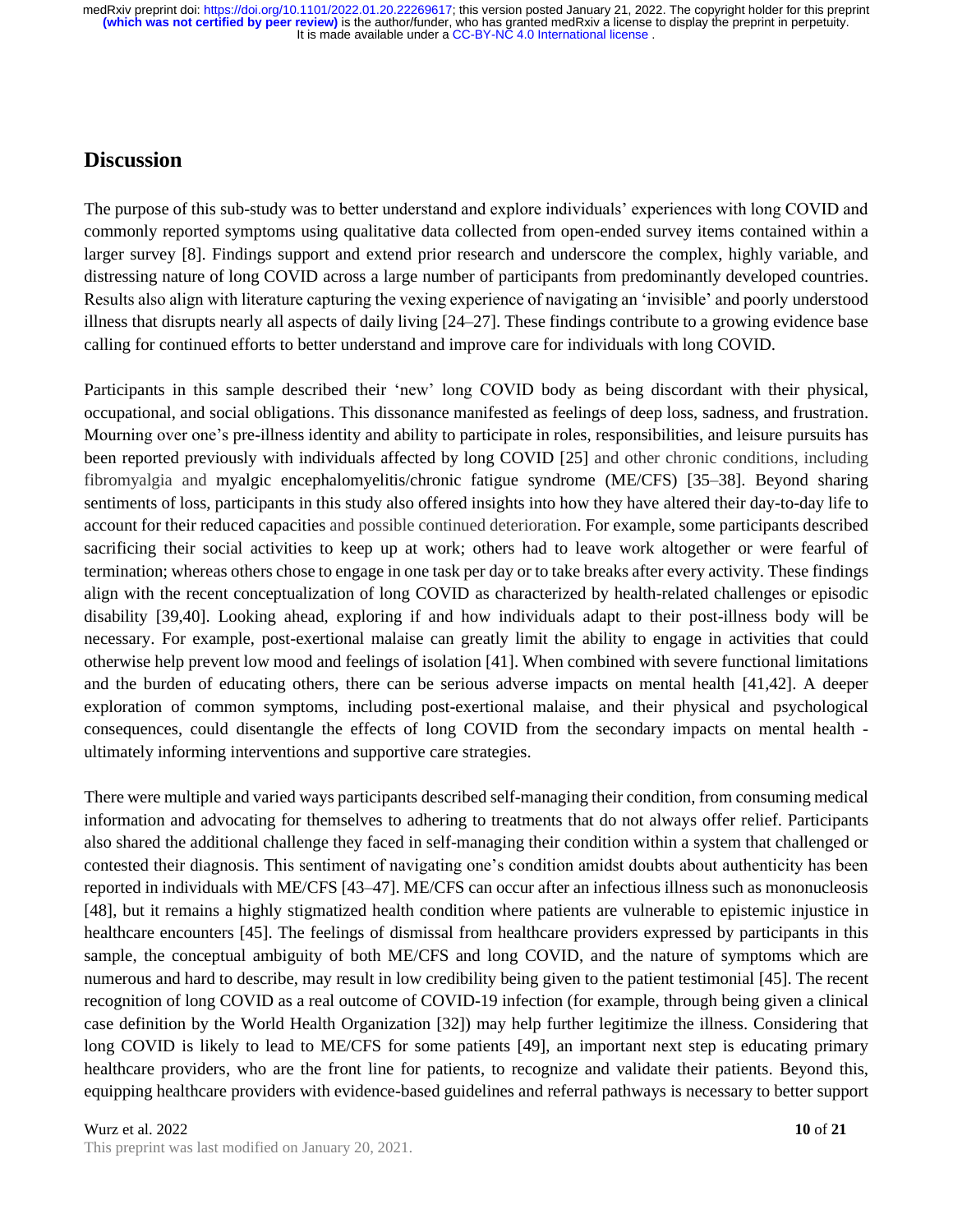## Discussion

The purpose of this sub-study was to better understand and explore individuals' experiences with long COVID and commonly reported symptoms using qualitative data collected from open-ended survey items contained within a larger survey [8]. Findings support and extend prior research and underscore the complex, highly variable, and distressing nature of long COVID across a large number of participants from predominantly developed countries. Results also align with literature capturing the vexing experience of navigating an 'invisible' and poorly understood illness that disrupts nearly all aspects of daily living [24–27]. These findings contribute to a growing evidence base calling for continued efforts to better understand and improve care for individuals with long COVID.

Participants in this sample described their 'new' long COVID body as being discordant with their physical, occupational, and social obligations. This dissonance manifested as feelings of deep loss, sadness, and frustration. Mourning over one's pre-illness identity and ability to participate in roles, responsibilities, and leisure pursuits has been reported previously with individuals affected by long COVID [25] and other chronic conditions, including fibromyalgia and myalgic encephalomyelitis/chronic fatigue syndrome (ME/CFS) [35–38]. Beyond sharing sentiments of loss, participants in this study also offered insights into how they have altered their day-to-day life to account for their reduced capacities and possible continued deterioration. For example, some participants described sacrificing their social activities to keep up at work; others had to leave work altogether or were fearful of termination; whereas others chose to engage in one task per day or to take breaks after every activity. These findings align with the recent conceptualization of long COVID as characterized by health-related challenges or episodic disability [39,40]. Looking ahead, exploring if and how individuals adapt to their post-illness body will be necessary. For example, post-exertional malaise can greatly limit the ability to engage in activities that could otherwise help prevent low mood and feelings of isolation [41]. When combined with severe functional limitations and the burden of educating others, there can be serious adverse impacts on mental health [41,42]. A deeper exploration of common symptoms, including post-exertional malaise, and their physical and psychological consequences, could disentangle the effects of long COVID from the secondary impacts on mental health - ultimately informing interventions and supportive care strategies.

There were multiple and varied ways participants described self-managing their condition, from consuming medical information and advocating for themselves to adhering to treatments that do not always offer relief. Participants also shared the additional challenge they faced in self-managing their condition within a system that challenged or contested their diagnosis. This sentiment of navigating one's condition amidst doubts about authenticity has been reported in individuals with ME/CFS [43–47]. ME/CFS can occur after an infectious illness such as mononucleosis [48], but it remains a highly stigmatized health condition where patients are vulnerable to epistemic injustice in healthcare encounters [45]. The feelings of dismissal from healthcare providers expressed by participants in this sample, the conceptual ambiguity of both ME/CFS and long COVID, and the nature of symptoms which are numerous and hard to describe, may result in low credibility being given to the patient testimonial [45]. The recent recognition of long COVID as a real outcome of COVID-19 infection (for example, through being given a clinical case definition by the World Health Organization [32]) may help further legitimize the illness. Considering that long COVID is likely to lead to ME/CFS for some patients [49], an important next step is educating primary healthcare providers, who are the front line for patients, to recognize and validate their patients. Beyond this, equipping healthcare providers with evidence-based guidelines and referral pathways is necessary to better support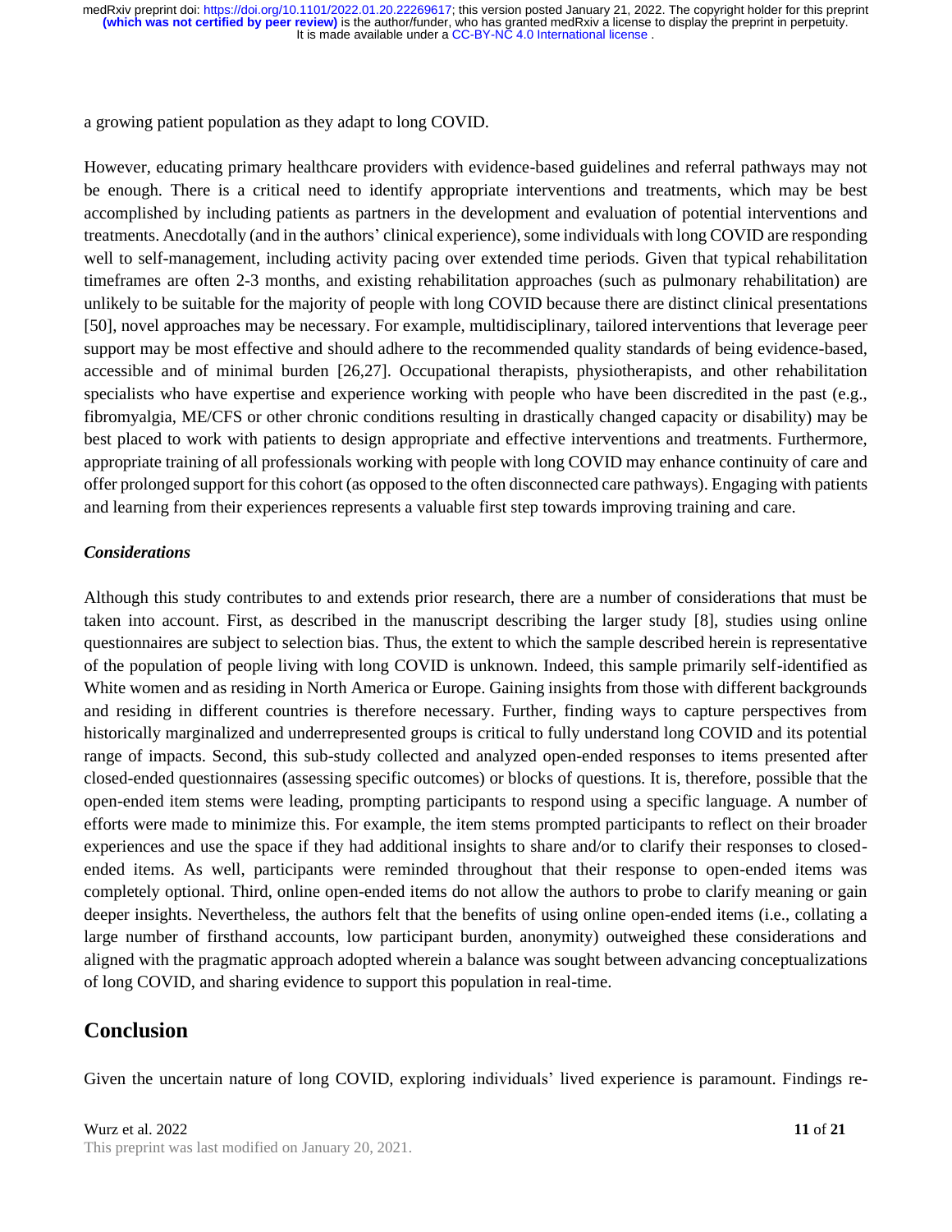a growing patient population as they adapt to long COVID.

However, educating primary healthcare providers with evidence-based guidelines and referral pathways may not be enough. There is a critical need to identify appropriate interventions and treatments, which may be best accomplished by including patients as partners in the development and evaluation of potential interventions and treatments. Anecdotally (and in the authors' clinical experience), some individuals with long COVID are responding well to self-management, including activity pacing over extended time periods. Given that typical rehabilitation timeframes are often 2-3 months, and existing rehabilitation approaches (such as pulmonary rehabilitation) are unlikely to be suitable for the majority of people with long COVID because there are distinct clinical presentations [50], novel approaches may be necessary. For example, multidisciplinary, tailored interventions that leverage peer support may be most effective and should adhere to the recommended quality standards of being evidence-based, accessible and of minimal burden [26,27]. Occupational therapists, physiotherapists, and other rehabilitation specialists who have expertise and experience working with people who have been discredited in the past (e.g., fibromyalgia, ME/CFS or other chronic conditions resulting in drastically changed capacity or disability) may be best placed to work with patients to design appropriate and effective interventions and treatments. Furthermore, appropriate training of all professionals working with people with long COVID may enhance continuity of care and offer prolonged support for this cohort (as opposed to the often disconnected care pathways). Engaging with patients and learning from their experiences represents a valuable first step towards improving training and care.

### *Considerations*

Although this study contributes to and extends prior research, there are a number of considerations that must be taken into account. First, as described in the manuscript describing the larger study [8], studies using online questionnaires are subject to selection bias. Thus, the extent to which the sample described herein is representative of the population of people living with long COVID is unknown. Indeed, this sample primarily self-identified as White women and as residing in North America or Europe. Gaining insights from those with different backgrounds and residing in different countries is therefore necessary. Further, finding ways to capture perspectives from historically marginalized and underrepresented groups is critical to fully understand long COVID and its potential range of impacts. Second, this sub-study collected and analyzed open-ended responses to items presented after closed-ended questionnaires (assessing specific outcomes) or blocks of questions. It is, therefore, possible that the open-ended item stems were leading, prompting participants to respond using a specific language. A number of efforts were made to minimize this. For example, the item stems prompted participants to reflect on their broader experiences and use the space if they had additional insights to share and/or to clarify their responses to closed-ended items. As well, participants were reminded throughout that their response to open-ended items was completely optional. Third, online open-ended items do not allow the authors to probe to clarify meaning or gain deeper insights. Nevertheless, the authors felt that the benefits of using online open-ended items (i.e., collating a large number of firsthand accounts, low participant burden, anonymity) outweighed these considerations and aligned with the pragmatic approach adopted wherein a balance was sought between advancing conceptualizations of long COVID, and sharing evidence to support this population in real-time.

## Conclusion

Given the uncertain nature of long COVID, exploring individuals' lived experience is paramount. Findings re-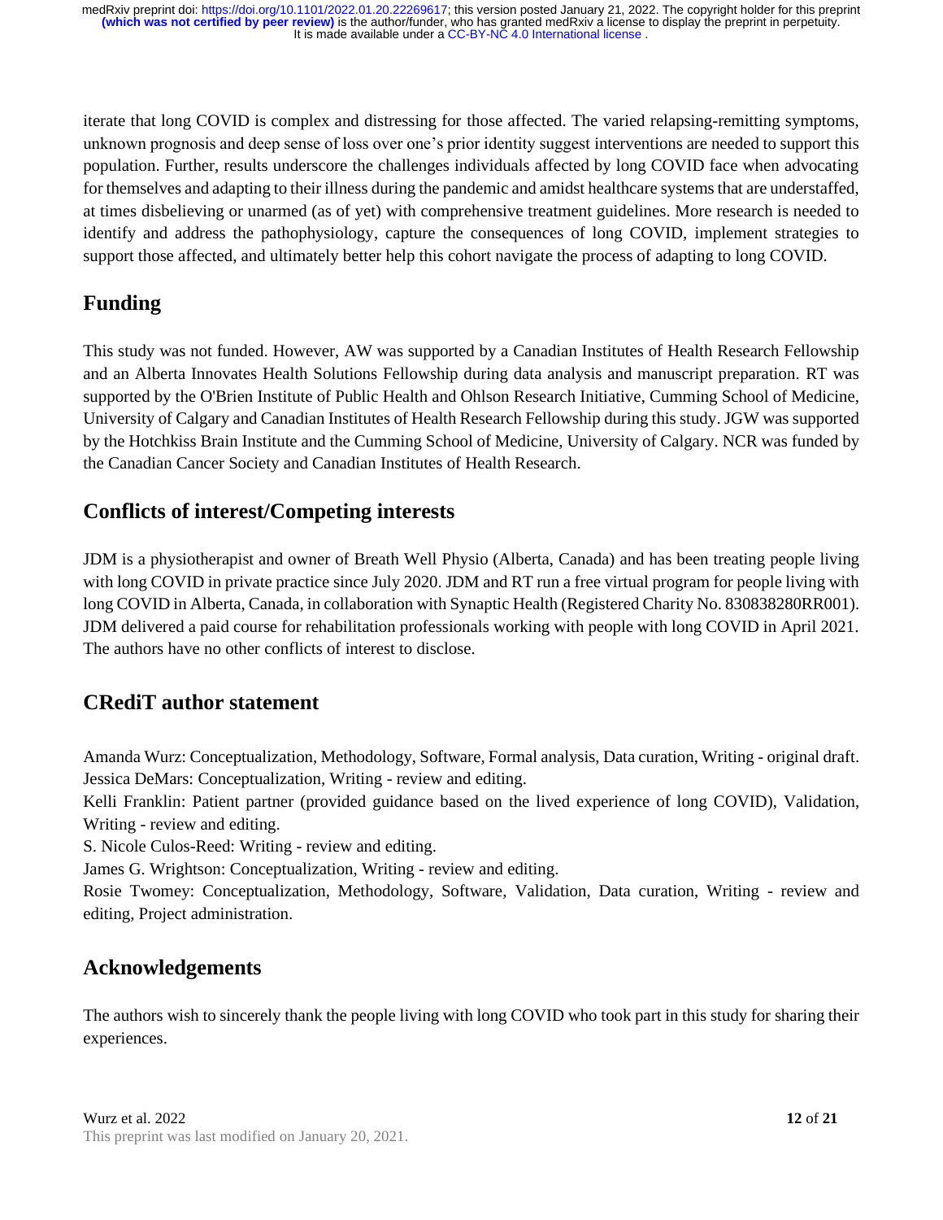iterate that long COVID is complex and distressing for those affected. The varied relapsing-remitting symptoms, unknown prognosis and deep sense of loss over one's prior identity suggest interventions are needed to support this population. Further, results underscore the challenges individuals affected by long COVID face when advocating for themselves and adapting to their illness during the pandemic and amidst healthcare systems that are understaffed, at times disbelieving or unarmed (as of yet) with comprehensive treatment guidelines. More research is needed to identify and address the pathophysiology, capture the consequences of long COVID, implement strategies to support those affected, and ultimately better help this cohort navigate the process of adapting to long COVID.

## Funding

This study was not funded. However, AW was supported by a Canadian Institutes of Health Research Fellowship and an Alberta Innovates Health Solutions Fellowship during data analysis and manuscript preparation. RT was supported by the O'Brien Institute of Public Health and Ohlson Research Initiative, Cumming School of Medicine, University of Calgary and Canadian Institutes of Health Research Fellowship during this study. JGW was supported by the Hotchkiss Brain Institute and the Cumming School of Medicine, University of Calgary. NCR was funded by the Canadian Cancer Society and Canadian Institutes of Health Research.

## Conflicts of interest/Competing interests

JDM is a physiotherapist and owner of Breath Well Physio (Alberta, Canada) and has been treating people living with long COVID in private practice since July 2020. JDM and RT run a free virtual program for people living with long COVID in Alberta, Canada, in collaboration with Synaptic Health (Registered Charity No. 830838280RR001). JDM delivered a paid course for rehabilitation professionals working with people with long COVID in April 2021. The authors have no other conflicts of interest to disclose.

## CRediT author statement

Amanda Wurz: Conceptualization, Methodology, Software, Formal analysis, Data curation, Writing - original draft.
Jessica DeMars: Conceptualization, Writing - review and editing.
Kelli Franklin: Patient partner (provided guidance based on the lived experience of long COVID), Validation, Writing - review and editing.
S. Nicole Culos-Reed: Writing - review and editing.
James G. Wrightson: Conceptualization, Writing - review and editing.
Rosie Twomey: Conceptualization, Methodology, Software, Validation, Data curation, Writing - review and editing, Project administration.

## Acknowledgements

The authors wish to sincerely thank the people living with long COVID who took part in this study for sharing their experiences.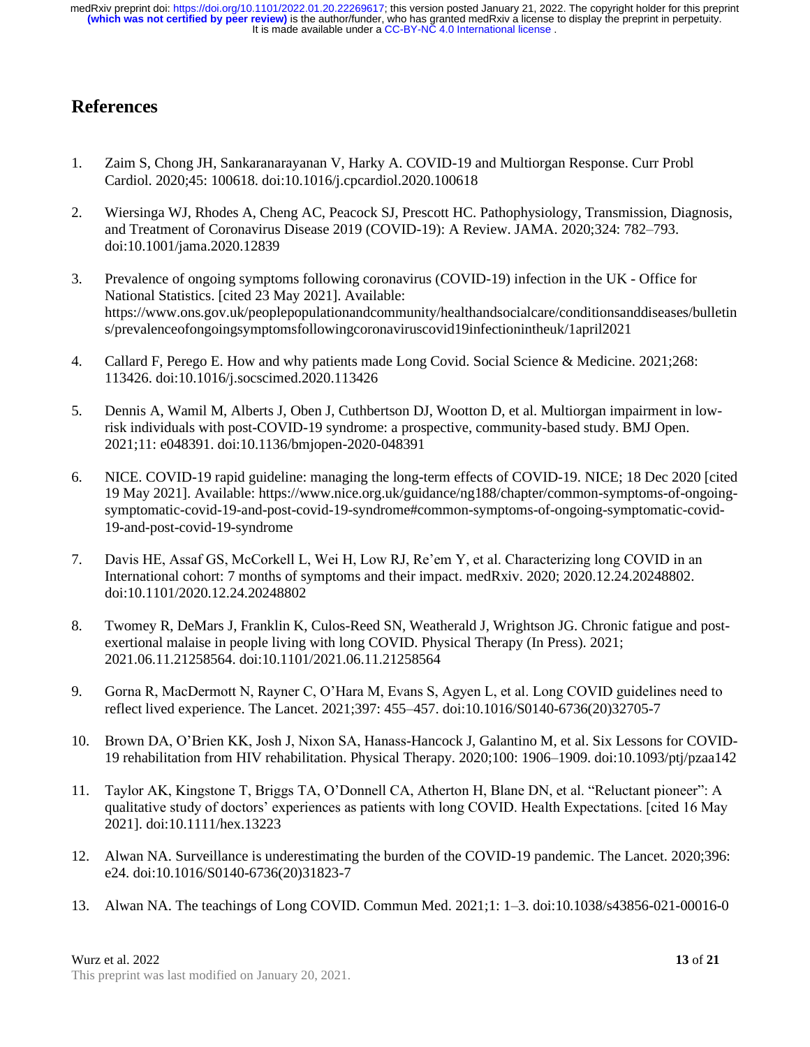# References

1. Zaim S, Chong JH, Sankaranarayanan V, Harky A. COVID-19 and Multiorgan Response. Curr Probl Cardiol. 2020;45: 100618. doi:10.1016/j.cpcardiol.2020.100618

2. Wiersinga WJ, Rhodes A, Cheng AC, Peacock SJ, Prescott HC. Pathophysiology, Transmission, Diagnosis, and Treatment of Coronavirus Disease 2019 (COVID-19): A Review. JAMA. 2020;324: 782–793. doi:10.1001/jama.2020.12839

3. Prevalence of ongoing symptoms following coronavirus (COVID-19) infection in the UK - Office for National Statistics. [cited 23 May 2021]. Available: https://www.ons.gov.uk/peoplepopulationandcommunity/healthandsocialcare/conditionsanddiseases/bulletins/prevalenceofongoingsymptomsfollowingcoronaviruscovid19infectionintheuk/1april2021

4. Callard F, Perego E. How and why patients made Long Covid. Social Science & Medicine. 2021;268: 113426. doi:10.1016/j.socscimed.2020.113426

5. Dennis A, Wamil M, Alberts J, Oben J, Cuthbertson DJ, Wootton D, et al. Multiorgan impairment in low-risk individuals with post-COVID-19 syndrome: a prospective, community-based study. BMJ Open. 2021;11: e048391. doi:10.1136/bmjopen-2020-048391

6. NICE. COVID-19 rapid guideline: managing the long-term effects of COVID-19. NICE; 18 Dec 2020 [cited 19 May 2021]. Available: https://www.nice.org.uk/guidance/ng188/chapter/common-symptoms-of-ongoing-symptomatic-covid-19-and-post-covid-19-syndrome#common-symptoms-of-ongoing-symptomatic-covid-19-and-post-covid-19-syndrome

7. Davis HE, Assaf GS, McCorkell L, Wei H, Low RJ, Re'em Y, et al. Characterizing long COVID in an International cohort: 7 months of symptoms and their impact. medRxiv. 2020; 2020.12.24.20248802. doi:10.1101/2020.12.24.20248802

8. Twomey R, DeMars J, Franklin K, Culos-Reed SN, Weatherald J, Wrightson JG. Chronic fatigue and post-exertional malaise in people living with long COVID. Physical Therapy (In Press). 2021; 2021.06.11.21258564. doi:10.1101/2021.06.11.21258564

9. Gorna R, MacDermott N, Rayner C, O'Hara M, Evans S, Agyen L, et al. Long COVID guidelines need to reflect lived experience. The Lancet. 2021;397: 455–457. doi:10.1016/S0140-6736(20)32705-7

10. Brown DA, O'Brien KK, Josh J, Nixon SA, Hanass-Hancock J, Galantino M, et al. Six Lessons for COVID-19 rehabilitation from HIV rehabilitation. Physical Therapy. 2020;100: 1906–1909. doi:10.1093/ptj/pzaa142

11. Taylor AK, Kingstone T, Briggs TA, O'Donnell CA, Atherton H, Blane DN, et al. "Reluctant pioneer": A qualitative study of doctors' experiences as patients with long COVID. Health Expectations. [cited 16 May 2021]. doi:10.1111/hex.13223

12. Alwan NA. Surveillance is underestimating the burden of the COVID-19 pandemic. The Lancet. 2020;396: e24. doi:10.1016/S0140-6736(20)31823-7

13. Alwan NA. The teachings of Long COVID. Commun Med. 2021;1: 1–3. doi:10.1038/s43856-021-00016-0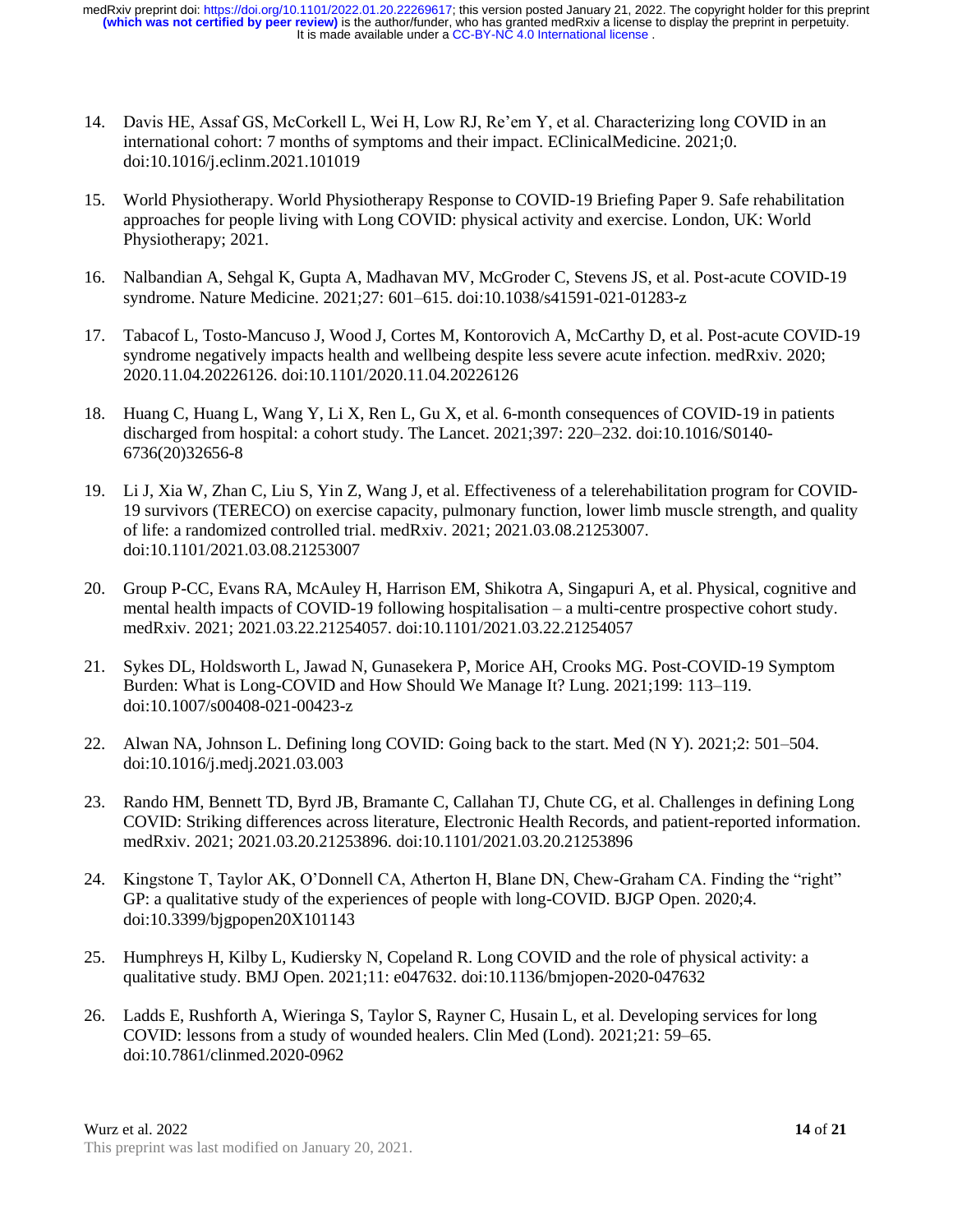14. Davis HE, Assaf GS, McCorkell L, Wei H, Low RJ, Re'em Y, et al. Characterizing long COVID in an international cohort: 7 months of symptoms and their impact. EClinicalMedicine. 2021;0. doi:10.1016/j.eclinm.2021.101019

15. World Physiotherapy. World Physiotherapy Response to COVID-19 Briefing Paper 9. Safe rehabilitation approaches for people living with Long COVID: physical activity and exercise. London, UK: World Physiotherapy; 2021.

16. Nalbandian A, Sehgal K, Gupta A, Madhavan MV, McGroder C, Stevens JS, et al. Post-acute COVID-19 syndrome. Nature Medicine. 2021;27: 601–615. doi:10.1038/s41591-021-01283-z

17. Tabacof L, Tosto-Mancuso J, Wood J, Cortes M, Kontorovich A, McCarthy D, et al. Post-acute COVID-19 syndrome negatively impacts health and wellbeing despite less severe acute infection. medRxiv. 2020; 2020.11.04.20226126. doi:10.1101/2020.11.04.20226126

18. Huang C, Huang L, Wang Y, Li X, Ren L, Gu X, et al. 6-month consequences of COVID-19 in patients discharged from hospital: a cohort study. The Lancet. 2021;397: 220–232. doi:10.1016/S0140-6736(20)32656-8

19. Li J, Xia W, Zhan C, Liu S, Yin Z, Wang J, et al. Effectiveness of a telerehabilitation program for COVID-19 survivors (TERECO) on exercise capacity, pulmonary function, lower limb muscle strength, and quality of life: a randomized controlled trial. medRxiv. 2021; 2021.03.08.21253007. doi:10.1101/2021.03.08.21253007

20. Group P-CC, Evans RA, McAuley H, Harrison EM, Shikotra A, Singapuri A, et al. Physical, cognitive and mental health impacts of COVID-19 following hospitalisation – a multi-centre prospective cohort study. medRxiv. 2021; 2021.03.22.21254057. doi:10.1101/2021.03.22.21254057

21. Sykes DL, Holdsworth L, Jawad N, Gunasekera P, Morice AH, Crooks MG. Post-COVID-19 Symptom Burden: What is Long-COVID and How Should We Manage It? Lung. 2021;199: 113–119. doi:10.1007/s00408-021-00423-z

22. Alwan NA, Johnson L. Defining long COVID: Going back to the start. Med (N Y). 2021;2: 501–504. doi:10.1016/j.medj.2021.03.003

23. Rando HM, Bennett TD, Byrd JB, Bramante C, Callahan TJ, Chute CG, et al. Challenges in defining Long COVID: Striking differences across literature, Electronic Health Records, and patient-reported information. medRxiv. 2021; 2021.03.20.21253896. doi:10.1101/2021.03.20.21253896

24. Kingstone T, Taylor AK, O'Donnell CA, Atherton H, Blane DN, Chew-Graham CA. Finding the "right" GP: a qualitative study of the experiences of people with long-COVID. BJGP Open. 2020;4. doi:10.3399/bjgpopen20X101143

25. Humphreys H, Kilby L, Kudiersky N, Copeland R. Long COVID and the role of physical activity: a qualitative study. BMJ Open. 2021;11: e047632. doi:10.1136/bmjopen-2020-047632

26. Ladds E, Rushforth A, Wieringa S, Taylor S, Rayner C, Husain L, et al. Developing services for long COVID: lessons from a study of wounded healers. Clin Med (Lond). 2021;21: 59–65. doi:10.7861/clinmed.2020-0962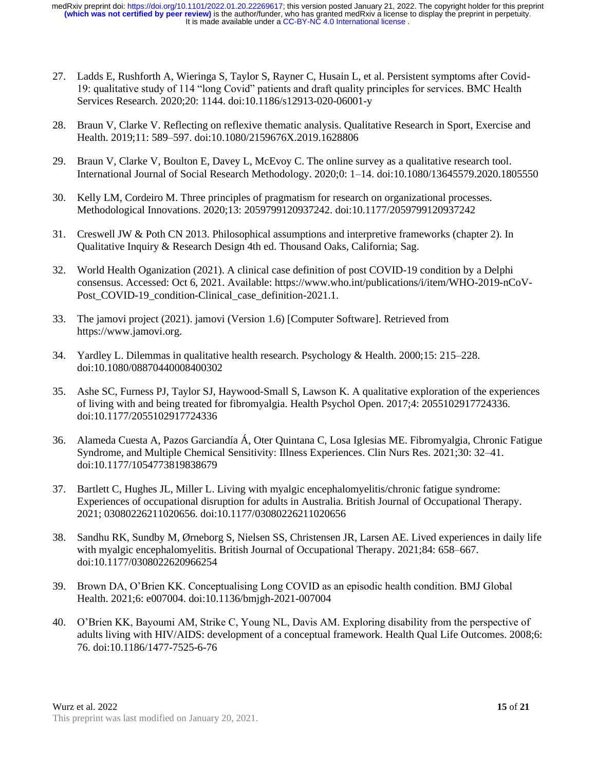27. Ladds E, Rushforth A, Wieringa S, Taylor S, Rayner C, Husain L, et al. Persistent symptoms after Covid-19: qualitative study of 114 "long Covid" patients and draft quality principles for services. BMC Health Services Research. 2020;20: 1144. doi:10.1186/s12913-020-06001-y

28. Braun V, Clarke V. Reflecting on reflexive thematic analysis. Qualitative Research in Sport, Exercise and Health. 2019;11: 589–597. doi:10.1080/2159676X.2019.1628806

29. Braun V, Clarke V, Boulton E, Davey L, McEvoy C. The online survey as a qualitative research tool. International Journal of Social Research Methodology. 2020;0: 1–14. doi:10.1080/13645579.2020.1805550

30. Kelly LM, Cordeiro M. Three principles of pragmatism for research on organizational processes. Methodological Innovations. 2020;13: 2059799120937242. doi:10.1177/2059799120937242

31. Creswell JW & Poth CN 2013. Philosophical assumptions and interpretive frameworks (chapter 2). In Qualitative Inquiry & Research Design 4th ed. Thousand Oaks, California; Sag.

32. World Health Oganization (2021). A clinical case definition of post COVID-19 condition by a Delphi consensus. Accessed: Oct 6, 2021. Available: https://www.who.int/publications/i/item/WHO-2019-nCoV-Post_COVID-19_condition-Clinical_case_definition-2021.1.

33. The jamovi project (2021). jamovi (Version 1.6) [Computer Software]. Retrieved from https://www.jamovi.org.

34. Yardley L. Dilemmas in qualitative health research. Psychology & Health. 2000;15: 215–228. doi:10.1080/08870440008400302

35. Ashe SC, Furness PJ, Taylor SJ, Haywood-Small S, Lawson K. A qualitative exploration of the experiences of living with and being treated for fibromyalgia. Health Psychol Open. 2017;4: 2055102917724336. doi:10.1177/2055102917724336

36. Alameda Cuesta A, Pazos Garciandía Á, Oter Quintana C, Losa Iglesias ME. Fibromyalgia, Chronic Fatigue Syndrome, and Multiple Chemical Sensitivity: Illness Experiences. Clin Nurs Res. 2021;30: 32–41. doi:10.1177/1054773819838679

37. Bartlett C, Hughes JL, Miller L. Living with myalgic encephalomyelitis/chronic fatigue syndrome: Experiences of occupational disruption for adults in Australia. British Journal of Occupational Therapy. 2021; 03080226211020656. doi:10.1177/03080226211020656

38. Sandhu RK, Sundby M, Ørneborg S, Nielsen SS, Christensen JR, Larsen AE. Lived experiences in daily life with myalgic encephalomyelitis. British Journal of Occupational Therapy. 2021;84: 658–667. doi:10.1177/0308022620966254

39. Brown DA, O'Brien KK. Conceptualising Long COVID as an episodic health condition. BMJ Global Health. 2021;6: e007004. doi:10.1136/bmjgh-2021-007004

40. O'Brien KK, Bayoumi AM, Strike C, Young NL, Davis AM. Exploring disability from the perspective of adults living with HIV/AIDS: development of a conceptual framework. Health Qual Life Outcomes. 2008;6: 76. doi:10.1186/1477-7525-6-76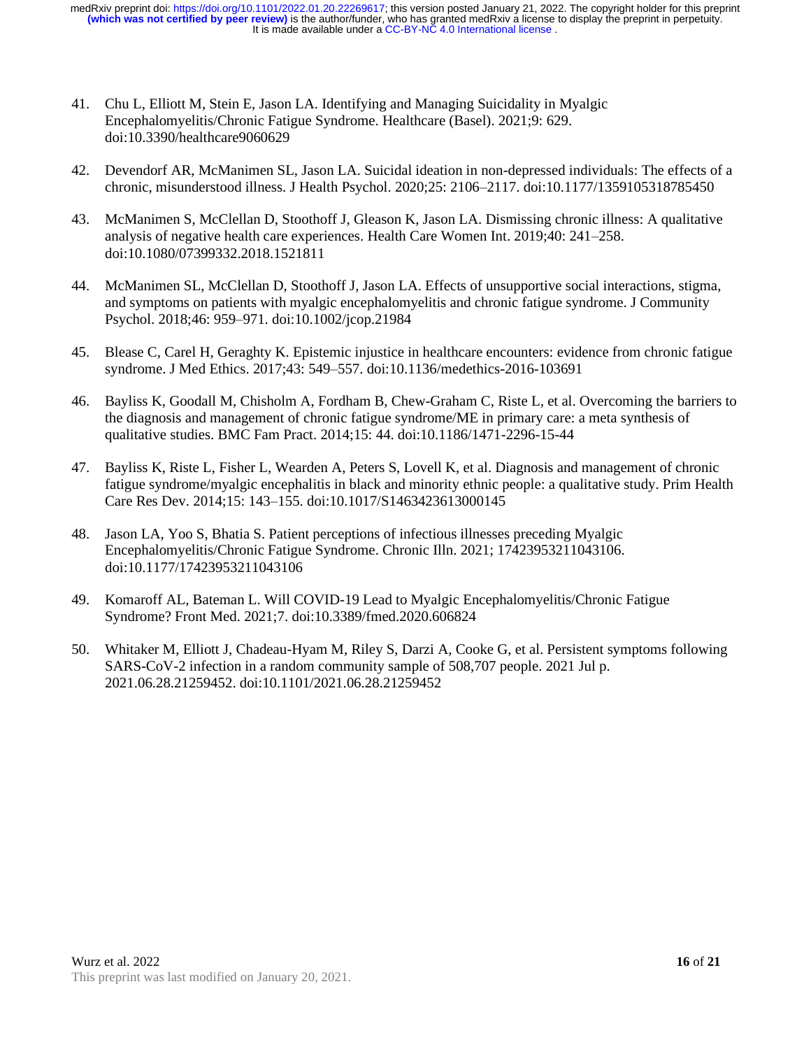41. Chu L, Elliott M, Stein E, Jason LA. Identifying and Managing Suicidality in Myalgic Encephalomyelitis/Chronic Fatigue Syndrome. Healthcare (Basel). 2021;9: 629. doi:10.3390/healthcare9060629

42. Devendorf AR, McManimen SL, Jason LA. Suicidal ideation in non-depressed individuals: The effects of a chronic, misunderstood illness. J Health Psychol. 2020;25: 2106–2117. doi:10.1177/1359105318785450

43. McManimen S, McClellan D, Stoothoff J, Gleason K, Jason LA. Dismissing chronic illness: A qualitative analysis of negative health care experiences. Health Care Women Int. 2019;40: 241–258. doi:10.1080/07399332.2018.1521811

44. McManimen SL, McClellan D, Stoothoff J, Jason LA. Effects of unsupportive social interactions, stigma, and symptoms on patients with myalgic encephalomyelitis and chronic fatigue syndrome. J Community Psychol. 2018;46: 959–971. doi:10.1002/jcop.21984

45. Blease C, Carel H, Geraghty K. Epistemic injustice in healthcare encounters: evidence from chronic fatigue syndrome. J Med Ethics. 2017;43: 549–557. doi:10.1136/medethics-2016-103691

46. Bayliss K, Goodall M, Chisholm A, Fordham B, Chew-Graham C, Riste L, et al. Overcoming the barriers to the diagnosis and management of chronic fatigue syndrome/ME in primary care: a meta synthesis of qualitative studies. BMC Fam Pract. 2014;15: 44. doi:10.1186/1471-2296-15-44

47. Bayliss K, Riste L, Fisher L, Wearden A, Peters S, Lovell K, et al. Diagnosis and management of chronic fatigue syndrome/myalgic encephalitis in black and minority ethnic people: a qualitative study. Prim Health Care Res Dev. 2014;15: 143–155. doi:10.1017/S1463423613000145

48. Jason LA, Yoo S, Bhatia S. Patient perceptions of infectious illnesses preceding Myalgic Encephalomyelitis/Chronic Fatigue Syndrome. Chronic Illn. 2021; 17423953211043106. doi:10.1177/17423953211043106

49. Komaroff AL, Bateman L. Will COVID-19 Lead to Myalgic Encephalomyelitis/Chronic Fatigue Syndrome? Front Med. 2021;7. doi:10.3389/fmed.2020.606824

50. Whitaker M, Elliott J, Chadeau-Hyam M, Riley S, Darzi A, Cooke G, et al. Persistent symptoms following SARS-CoV-2 infection in a random community sample of 508,707 people. 2021 Jul p. 2021.06.28.21259452. doi:10.1101/2021.06.28.21259452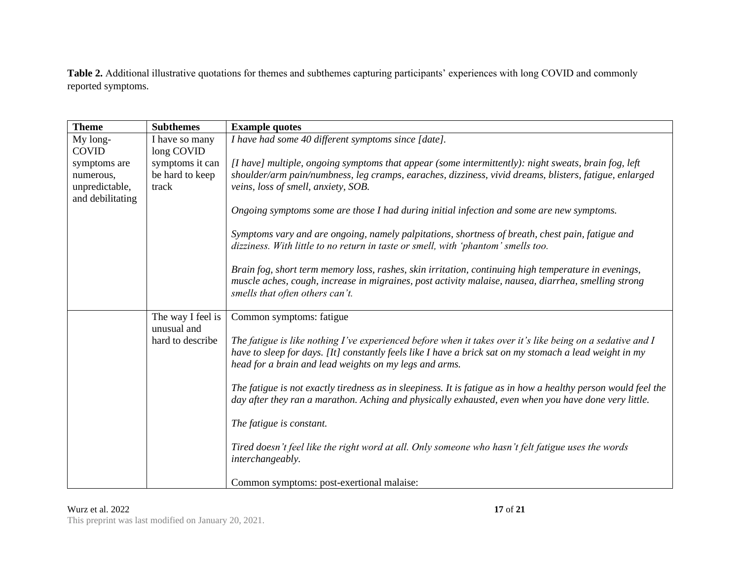**Table 2.** Additional illustrative quotations for themes and subthemes capturing participants' experiences with long COVID and commonly reported symptoms.

| Theme | Subthemes | Example quotes |
|---|---|---|
| My long-COVID symptoms are numerous, unpredictable, and debilitating | I have so many long COVID symptoms it can be hard to keep track | *I have had some 40 different symptoms since [date].*<br><br>*[I have] multiple, ongoing symptoms that appear (some intermittently): night sweats, brain fog, left shoulder/arm pain/numbness, leg cramps, earaches, dizziness, vivid dreams, blisters, fatigue, enlarged veins, loss of smell, anxiety, SOB.*<br><br>*Ongoing symptoms some are those I had during initial infection and some are new symptoms.*<br><br>*Symptoms vary and are ongoing, namely palpitations, shortness of breath, chest pain, fatigue and dizziness. With little to no return in taste or smell, with 'phantom' smells too.*<br><br>*Brain fog, short term memory loss, rashes, skin irritation, continuing high temperature in evenings, muscle aches, cough, increase in migraines, post activity malaise, nausea, diarrhea, smelling strong smells that often others can't.* |
| | The way I feel is unusual and hard to describe | Common symptoms: fatigue<br><br>*The fatigue is like nothing I've experienced before when it takes over it's like being on a sedative and I have to sleep for days. [It] constantly feels like I have a brick sat on my stomach a lead weight in my head for a brain and lead weights on my legs and arms.*<br><br>*The fatigue is not exactly tiredness as in sleepiness. It is fatigue as in how a healthy person would feel the day after they ran a marathon. Aching and physically exhausted, even when you have done very little.*<br><br>*The fatigue is constant.*<br><br>*Tired doesn't feel like the right word at all. Only someone who hasn't felt fatigue uses the words interchangeably.*<br><br>Common symptoms: post-exertional malaise: |

This preprint was last modified on January 20, 2021.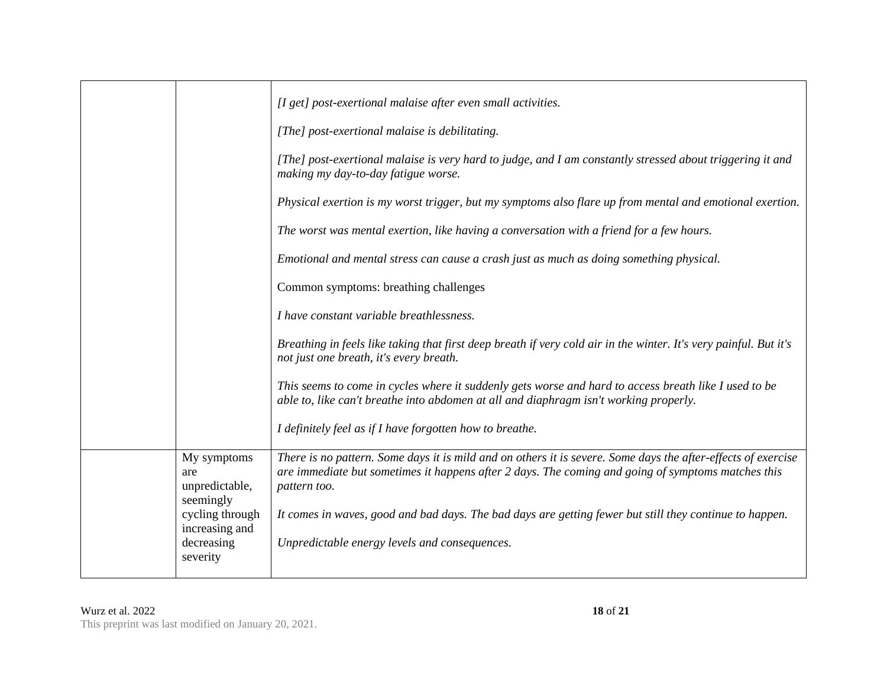|  |  |  |
|---|---|---|
|  |  | *[I get] post-exertional malaise after even small activities.*<br><br>*[The] post-exertional malaise is debilitating.*<br><br>*[The] post-exertional malaise is very hard to judge, and I am constantly stressed about triggering it and making my day-to-day fatigue worse.*<br><br>*Physical exertion is my worst trigger, but my symptoms also flare up from mental and emotional exertion.*<br><br>*The worst was mental exertion, like having a conversation with a friend for a few hours.*<br><br>*Emotional and mental stress can cause a crash just as much as doing something physical.*<br><br>Common symptoms: breathing challenges<br><br>*I have constant variable breathlessness.*<br><br>*Breathing in feels like taking that first deep breath if very cold air in the winter. It's very painful. But it's not just one breath, it's every breath.*<br><br>*This seems to come in cycles where it suddenly gets worse and hard to access breath like I used to be able to, like can't breathe into abdomen at all and diaphragm isn't working properly.*<br><br>*I definitely feel as if I have forgotten how to breathe.* |
|  | My symptoms are unpredictable, seemingly cycling through increasing and decreasing severity | *There is no pattern. Some days it is mild and on others it is severe. Some days the after-effects of exercise are immediate but sometimes it happens after 2 days. The coming and going of symptoms matches this pattern too.*<br><br>*It comes in waves, good and bad days. The bad days are getting fewer but still they continue to happen.*<br><br>*Unpredictable energy levels and consequences.* |

This preprint was last modified on January 20, 2021.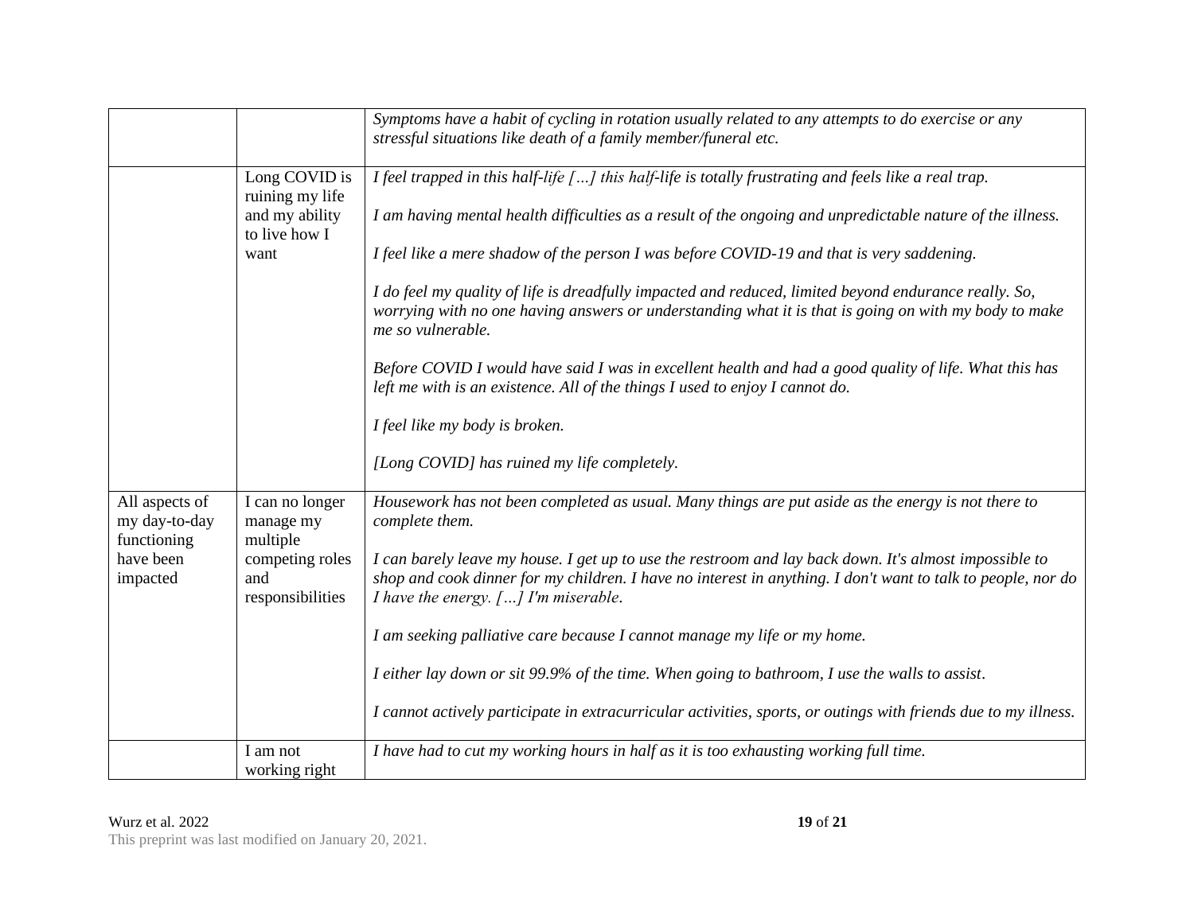| | | |
|---|---|---|
| | | *Symptoms have a habit of cycling in rotation usually related to any attempts to do exercise or any stressful situations like death of a family member/funeral etc.* |
| | Long COVID is ruining my life and my ability to live how I want | *I feel trapped in this half-life […] this half-life is totally frustrating and feels like a real trap.*<br><br>*I am having mental health difficulties as a result of the ongoing and unpredictable nature of the illness.*<br><br>*I feel like a mere shadow of the person I was before COVID-19 and that is very saddening.*<br><br>*I do feel my quality of life is dreadfully impacted and reduced, limited beyond endurance really. So, worrying with no one having answers or understanding what it is that is going on with my body to make me so vulnerable.*<br><br>*Before COVID I would have said I was in excellent health and had a good quality of life. What this has left me with is an existence. All of the things I used to enjoy I cannot do.*<br><br>*I feel like my body is broken.*<br><br>*[Long COVID] has ruined my life completely.* |
| All aspects of my day-to-day functioning have been impacted | I can no longer manage my multiple competing roles and responsibilities | *Housework has not been completed as usual. Many things are put aside as the energy is not there to complete them.*<br><br>*I can barely leave my house. I get up to use the restroom and lay back down. It's almost impossible to shop and cook dinner for my children. I have no interest in anything. I don't want to talk to people, nor do I have the energy. […] I'm miserable.*<br><br>*I am seeking palliative care because I cannot manage my life or my home.*<br><br>*I either lay down or sit 99.9% of the time. When going to bathroom, I use the walls to assist.*<br><br>*I cannot actively participate in extracurricular activities, sports, or outings with friends due to my illness.* |
| | I am not working right | *I have had to cut my working hours in half as it is too exhausting working full time.* |

This preprint was last modified on January 20, 2021.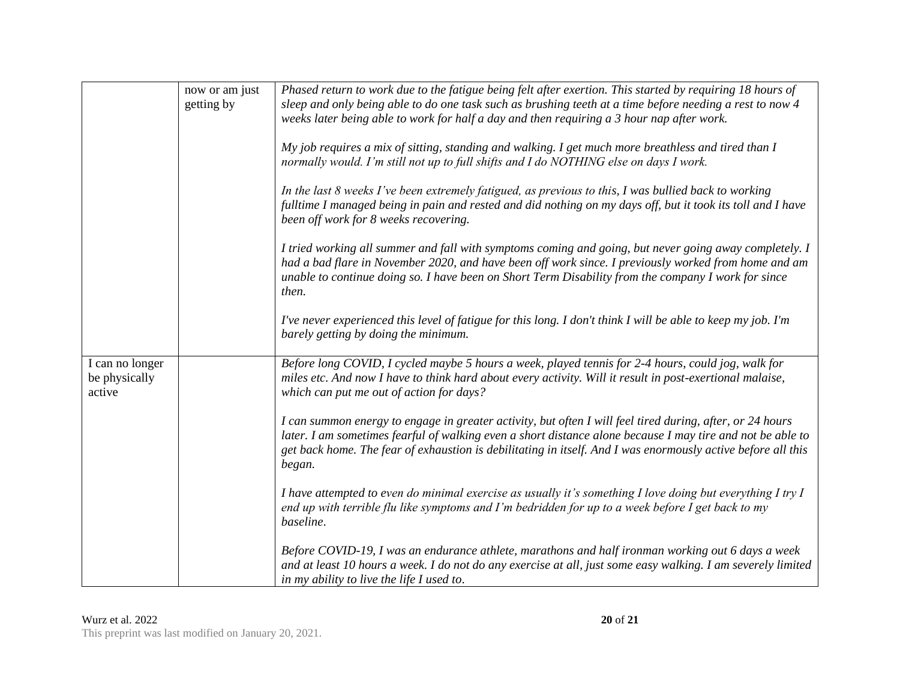| | | |
|---|---|---|
| | now or am just getting by | *Phased return to work due to the fatigue being felt after exertion. This started by requiring 18 hours of sleep and only being able to do one task such as brushing teeth at a time before needing a rest to now 4 weeks later being able to work for half a day and then requiring a 3 hour nap after work.*<br><br>*My job requires a mix of sitting, standing and walking. I get much more breathless and tired than I normally would. I'm still not up to full shifts and I do NOTHING else on days I work.*<br><br>*In the last 8 weeks I've been extremely fatigued, as previous to this, I was bullied back to working fulltime I managed being in pain and rested and did nothing on my days off, but it took its toll and I have been off work for 8 weeks recovering.*<br><br>*I tried working all summer and fall with symptoms coming and going, but never going away completely. I had a bad flare in November 2020, and have been off work since. I previously worked from home and am unable to continue doing so. I have been on Short Term Disability from the company I work for since then.*<br><br>*I've never experienced this level of fatigue for this long. I don't think I will be able to keep my job. I'm barely getting by doing the minimum.* |
| I can no longer be physically active | | *Before long COVID, I cycled maybe 5 hours a week, played tennis for 2-4 hours, could jog, walk for miles etc. And now I have to think hard about every activity. Will it result in post-exertional malaise, which can put me out of action for days?*<br><br>*I can summon energy to engage in greater activity, but often I will feel tired during, after, or 24 hours later. I am sometimes fearful of walking even a short distance alone because I may tire and not be able to get back home. The fear of exhaustion is debilitating in itself. And I was enormously active before all this began.*<br><br>*I have attempted to even do minimal exercise as usually it's something I love doing but everything I try I end up with terrible flu like symptoms and I'm bedridden for up to a week before I get back to my baseline.*<br><br>*Before COVID-19, I was an endurance athlete, marathons and half ironman working out 6 days a week and at least 10 hours a week. I do not do any exercise at all, just some easy walking. I am severely limited in my ability to live the life I used to.* |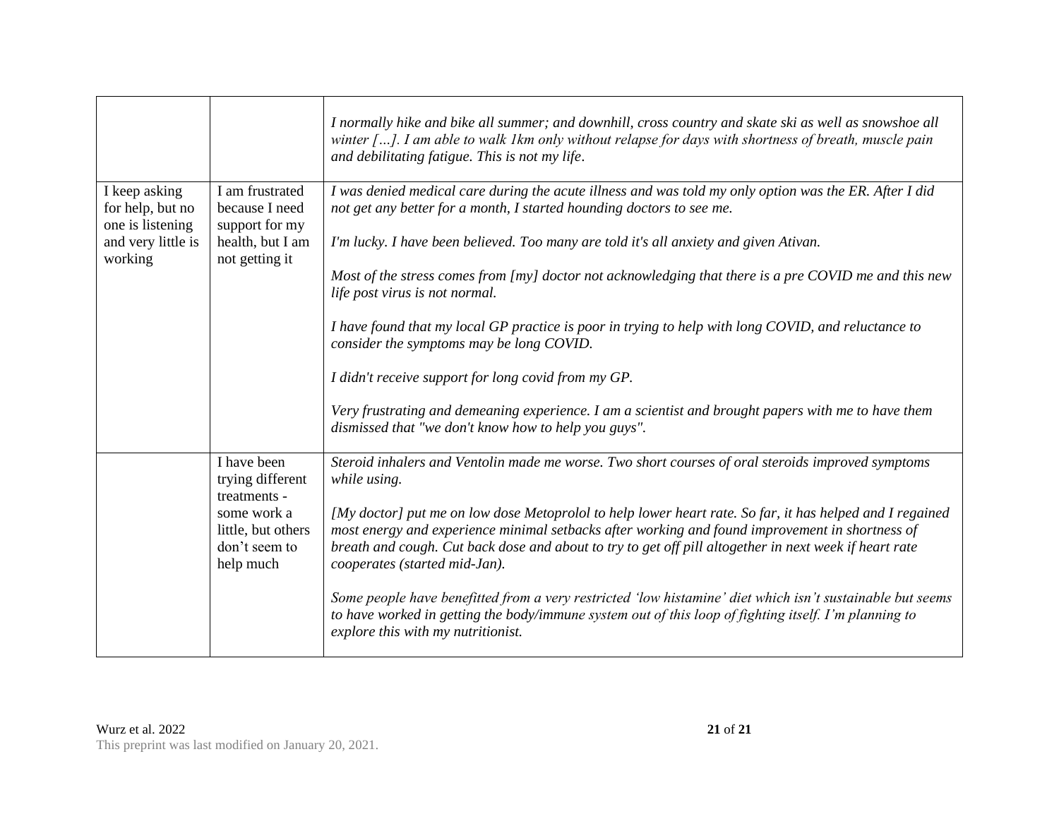| | | |
|---|---|---|
| | | *I normally hike and bike all summer; and downhill, cross country and skate ski as well as snowshoe all winter […]. I am able to walk 1km only without relapse for days with shortness of breath, muscle pain and debilitating fatigue. This is not my life.* |
| I keep asking for help, but no one is listening and very little is working | I am frustrated because I need support for my health, but I am not getting it | *I was denied medical care during the acute illness and was told my only option was the ER. After I did not get any better for a month, I started hounding doctors to see me.*<br><br>*I'm lucky. I have been believed. Too many are told it's all anxiety and given Ativan.*<br><br>*Most of the stress comes from [my] doctor not acknowledging that there is a pre COVID me and this new life post virus is not normal.*<br><br>*I have found that my local GP practice is poor in trying to help with long COVID, and reluctance to consider the symptoms may be long COVID.*<br><br>*I didn't receive support for long covid from my GP.*<br><br>*Very frustrating and demeaning experience. I am a scientist and brought papers with me to have them dismissed that "we don't know how to help you guys".* |
| | I have been trying different treatments - some work a little, but others don't seem to help much | *Steroid inhalers and Ventolin made me worse. Two short courses of oral steroids improved symptoms while using.*<br><br>*[My doctor] put me on low dose Metoprolol to help lower heart rate. So far, it has helped and I regained most energy and experience minimal setbacks after working and found improvement in shortness of breath and cough. Cut back dose and about to try to get off pill altogether in next week if heart rate cooperates (started mid-Jan).*<br><br>*Some people have benefitted from a very restricted 'low histamine' diet which isn't sustainable but seems to have worked in getting the body/immune system out of this loop of fighting itself. I'm planning to explore this with my nutritionist.* |

This preprint was last modified on January 20, 2021.